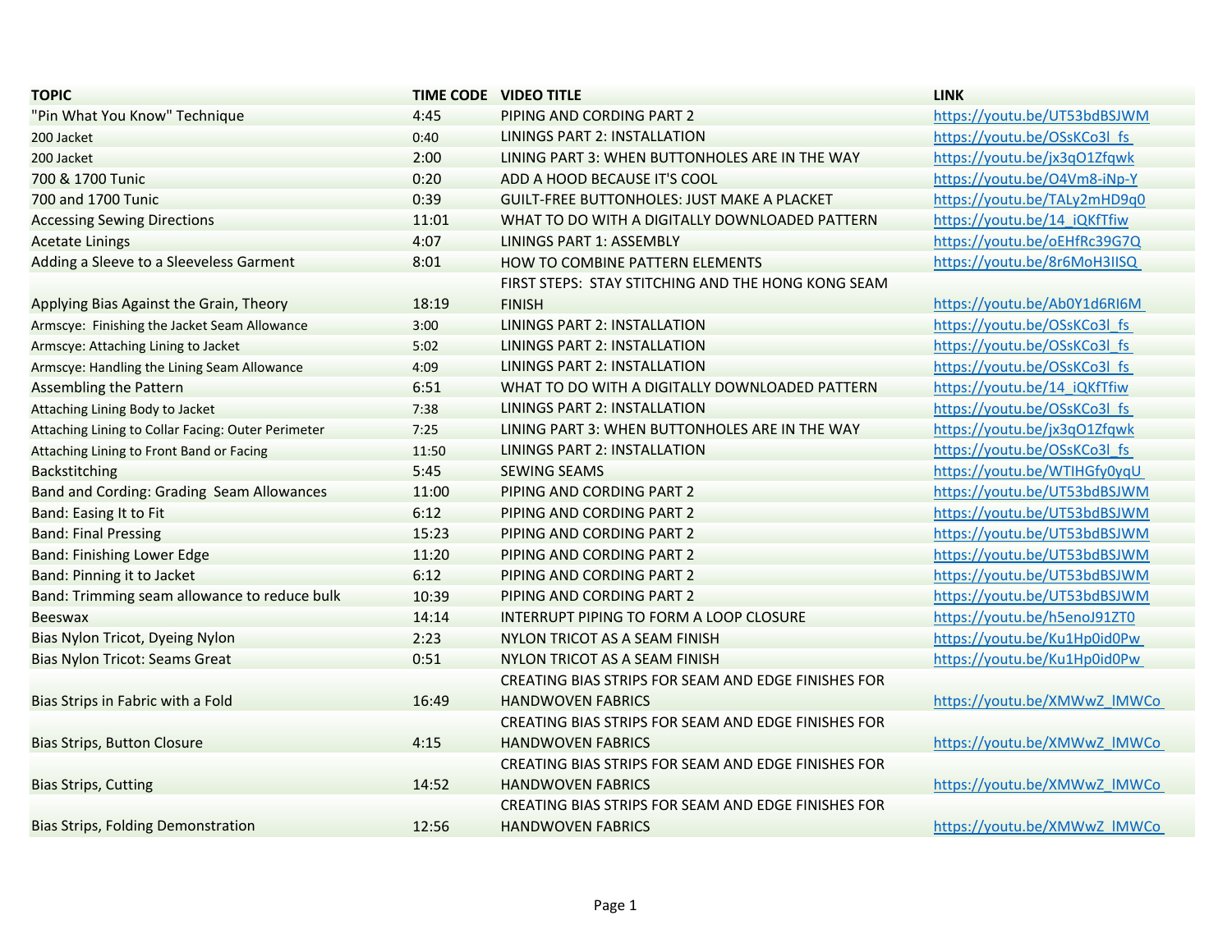| TOPIC | TIME CODE | VIDEO TITLE | LINK |
|---|---|---|---|
| "Pin What You Know" Technique | 4:45 | PIPING AND CORDING PART 2 | https://youtu.be/UT53bdBSJWM |
| 200 Jacket | 0:40 | LININGS PART 2: INSTALLATION | https://youtu.be/OSsKCo3l_fs |
| 200 Jacket | 2:00 | LINING PART 3: WHEN BUTTONHOLES ARE IN THE WAY | https://youtu.be/jx3qO1Zfqwk |
| 700 & 1700 Tunic | 0:20 | ADD A HOOD BECAUSE IT'S COOL | https://youtu.be/O4Vm8-iNp-Y |
| 700 and 1700 Tunic | 0:39 | GUILT-FREE BUTTONHOLES: JUST MAKE A PLACKET | https://youtu.be/TALy2mHD9q0 |
| Accessing Sewing Directions | 11:01 | WHAT TO DO WITH A DIGITALLY DOWNLOADED PATTERN | https://youtu.be/14_iQKfTfiw |
| Acetate Linings | 4:07 | LININGS PART 1: ASSEMBLY | https://youtu.be/oEHfRc39G7Q |
| Adding a Sleeve to a Sleeveless Garment | 8:01 | HOW TO COMBINE PATTERN ELEMENTS | https://youtu.be/8r6MoH3IISQ |
| Applying Bias Against the Grain, Theory | 18:19 | FIRST STEPS: STAY STITCHING AND THE HONG KONG SEAM FINISH | https://youtu.be/Ab0Y1d6RI6M |
| Armscye: Finishing the Jacket Seam Allowance | 3:00 | LININGS PART 2: INSTALLATION | https://youtu.be/OSsKCo3l_fs |
| Armscye: Attaching Lining to Jacket | 5:02 | LININGS PART 2: INSTALLATION | https://youtu.be/OSsKCo3l_fs |
| Armscye: Handling the Lining Seam Allowance | 4:09 | LININGS PART 2: INSTALLATION | https://youtu.be/OSsKCo3l_fs |
| Assembling the Pattern | 6:51 | WHAT TO DO WITH A DIGITALLY DOWNLOADED PATTERN | https://youtu.be/14_iQKfTfiw |
| Attaching Lining Body to Jacket | 7:38 | LININGS PART 2: INSTALLATION | https://youtu.be/OSsKCo3l_fs |
| Attaching Lining to Collar Facing: Outer Perimeter | 7:25 | LINING PART 3: WHEN BUTTONHOLES ARE IN THE WAY | https://youtu.be/jx3qO1Zfqwk |
| Attaching Lining to Front Band or Facing | 11:50 | LININGS PART 2: INSTALLATION | https://youtu.be/OSsKCo3l_fs |
| Backstitching | 5:45 | SEWING SEAMS | https://youtu.be/WTIHGfy0yqU |
| Band and Cording: Grading Seam Allowances | 11:00 | PIPING AND CORDING PART 2 | https://youtu.be/UT53bdBSJWM |
| Band: Easing It to Fit | 6:12 | PIPING AND CORDING PART 2 | https://youtu.be/UT53bdBSJWM |
| Band: Final Pressing | 15:23 | PIPING AND CORDING PART 2 | https://youtu.be/UT53bdBSJWM |
| Band: Finishing Lower Edge | 11:20 | PIPING AND CORDING PART 2 | https://youtu.be/UT53bdBSJWM |
| Band: Pinning it to Jacket | 6:12 | PIPING AND CORDING PART 2 | https://youtu.be/UT53bdBSJWM |
| Band: Trimming seam allowance to reduce bulk | 10:39 | PIPING AND CORDING PART 2 | https://youtu.be/UT53bdBSJWM |
| Beeswax | 14:14 | INTERRUPT PIPING TO FORM A LOOP CLOSURE | https://youtu.be/h5enoJ91ZT0 |
| Bias Nylon Tricot, Dyeing Nylon | 2:23 | NYLON TRICOT AS A SEAM FINISH | https://youtu.be/Ku1Hp0id0Pw |
| Bias Nylon Tricot: Seams Great | 0:51 | NYLON TRICOT AS A SEAM FINISH | https://youtu.be/Ku1Hp0id0Pw |
| Bias Strips in Fabric with a Fold | 16:49 | CREATING BIAS STRIPS FOR SEAM AND EDGE FINISHES FOR HANDWOVEN FABRICS | https://youtu.be/XMWwZ_lMWCo |
| Bias Strips, Button Closure | 4:15 | CREATING BIAS STRIPS FOR SEAM AND EDGE FINISHES FOR HANDWOVEN FABRICS | https://youtu.be/XMWwZ_lMWCo |
| Bias Strips, Cutting | 14:52 | CREATING BIAS STRIPS FOR SEAM AND EDGE FINISHES FOR HANDWOVEN FABRICS | https://youtu.be/XMWwZ_lMWCo |
| Bias Strips, Folding Demonstration | 12:56 | CREATING BIAS STRIPS FOR SEAM AND EDGE FINISHES FOR HANDWOVEN FABRICS | https://youtu.be/XMWwZ_lMWCo |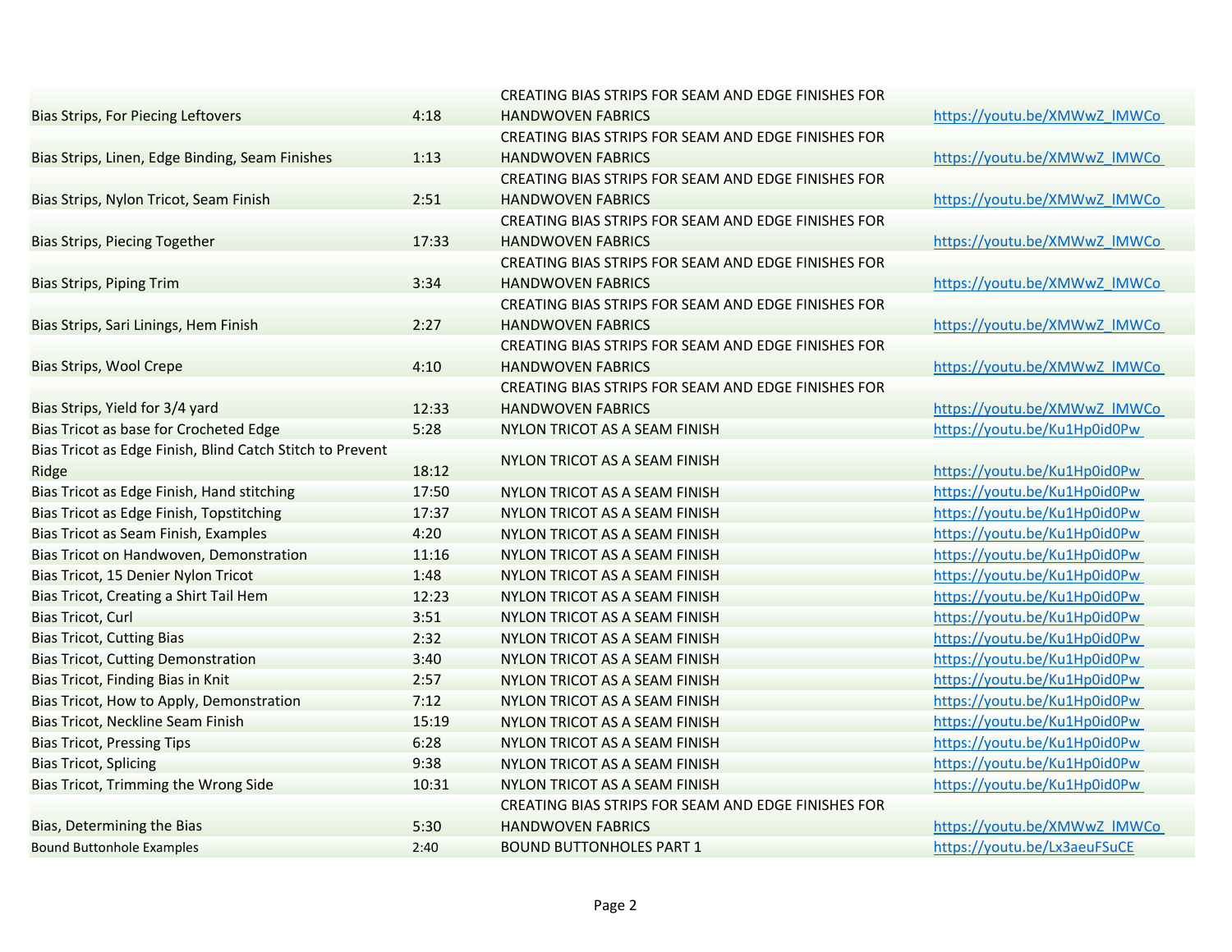| | | | |
|---|---|---|---|
| Bias Strips, For Piecing Leftovers | 4:18 | CREATING BIAS STRIPS FOR SEAM AND EDGE FINISHES FOR HANDWOVEN FABRICS | https://youtu.be/XMWwZ_lMWCo |
| Bias Strips, Linen, Edge Binding, Seam Finishes | 1:13 | CREATING BIAS STRIPS FOR SEAM AND EDGE FINISHES FOR HANDWOVEN FABRICS | https://youtu.be/XMWwZ_lMWCo |
| Bias Strips, Nylon Tricot, Seam Finish | 2:51 | CREATING BIAS STRIPS FOR SEAM AND EDGE FINISHES FOR HANDWOVEN FABRICS | https://youtu.be/XMWwZ_lMWCo |
| Bias Strips, Piecing Together | 17:33 | CREATING BIAS STRIPS FOR SEAM AND EDGE FINISHES FOR HANDWOVEN FABRICS | https://youtu.be/XMWwZ_lMWCo |
| Bias Strips, Piping Trim | 3:34 | CREATING BIAS STRIPS FOR SEAM AND EDGE FINISHES FOR HANDWOVEN FABRICS | https://youtu.be/XMWwZ_lMWCo |
| Bias Strips, Sari Linings, Hem Finish | 2:27 | CREATING BIAS STRIPS FOR SEAM AND EDGE FINISHES FOR HANDWOVEN FABRICS | https://youtu.be/XMWwZ_lMWCo |
| Bias Strips, Wool Crepe | 4:10 | CREATING BIAS STRIPS FOR SEAM AND EDGE FINISHES FOR HANDWOVEN FABRICS | https://youtu.be/XMWwZ_lMWCo |
| Bias Strips, Yield for 3/4 yard | 12:33 | CREATING BIAS STRIPS FOR SEAM AND EDGE FINISHES FOR HANDWOVEN FABRICS | https://youtu.be/XMWwZ_lMWCo |
| Bias Tricot as base for Crocheted Edge | 5:28 | NYLON TRICOT AS A SEAM FINISH | https://youtu.be/Ku1Hp0id0Pw |
| Bias Tricot as Edge Finish, Blind Catch Stitch to Prevent Ridge | 18:12 | NYLON TRICOT AS A SEAM FINISH | https://youtu.be/Ku1Hp0id0Pw |
| Bias Tricot as Edge Finish, Hand stitching | 17:50 | NYLON TRICOT AS A SEAM FINISH | https://youtu.be/Ku1Hp0id0Pw |
| Bias Tricot as Edge Finish, Topstitching | 17:37 | NYLON TRICOT AS A SEAM FINISH | https://youtu.be/Ku1Hp0id0Pw |
| Bias Tricot as Seam Finish, Examples | 4:20 | NYLON TRICOT AS A SEAM FINISH | https://youtu.be/Ku1Hp0id0Pw |
| Bias Tricot on Handwoven, Demonstration | 11:16 | NYLON TRICOT AS A SEAM FINISH | https://youtu.be/Ku1Hp0id0Pw |
| Bias Tricot, 15 Denier Nylon Tricot | 1:48 | NYLON TRICOT AS A SEAM FINISH | https://youtu.be/Ku1Hp0id0Pw |
| Bias Tricot, Creating a Shirt Tail Hem | 12:23 | NYLON TRICOT AS A SEAM FINISH | https://youtu.be/Ku1Hp0id0Pw |
| Bias Tricot, Curl | 3:51 | NYLON TRICOT AS A SEAM FINISH | https://youtu.be/Ku1Hp0id0Pw |
| Bias Tricot, Cutting Bias | 2:32 | NYLON TRICOT AS A SEAM FINISH | https://youtu.be/Ku1Hp0id0Pw |
| Bias Tricot, Cutting Demonstration | 3:40 | NYLON TRICOT AS A SEAM FINISH | https://youtu.be/Ku1Hp0id0Pw |
| Bias Tricot, Finding Bias in Knit | 2:57 | NYLON TRICOT AS A SEAM FINISH | https://youtu.be/Ku1Hp0id0Pw |
| Bias Tricot, How to Apply, Demonstration | 7:12 | NYLON TRICOT AS A SEAM FINISH | https://youtu.be/Ku1Hp0id0Pw |
| Bias Tricot, Neckline Seam Finish | 15:19 | NYLON TRICOT AS A SEAM FINISH | https://youtu.be/Ku1Hp0id0Pw |
| Bias Tricot, Pressing Tips | 6:28 | NYLON TRICOT AS A SEAM FINISH | https://youtu.be/Ku1Hp0id0Pw |
| Bias Tricot, Splicing | 9:38 | NYLON TRICOT AS A SEAM FINISH | https://youtu.be/Ku1Hp0id0Pw |
| Bias Tricot, Trimming the Wrong Side | 10:31 | NYLON TRICOT AS A SEAM FINISH | https://youtu.be/Ku1Hp0id0Pw |
| Bias, Determining the Bias | 5:30 | CREATING BIAS STRIPS FOR SEAM AND EDGE FINISHES FOR HANDWOVEN FABRICS | https://youtu.be/XMWwZ_lMWCo |
| Bound Buttonhole Examples | 2:40 | BOUND BUTTONHOLES PART 1 | https://youtu.be/Lx3aeuFSuCE |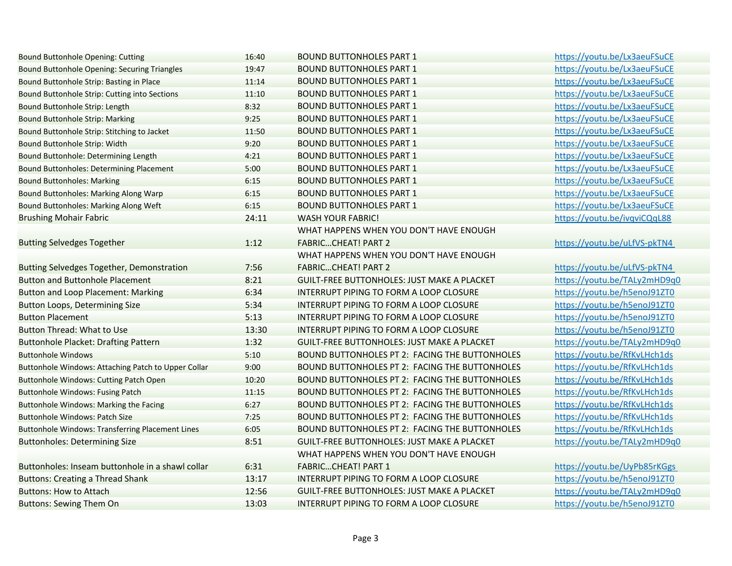| | | | |
|---|---|---|---|
| Bound Buttonhole Opening: Cutting | 16:40 | BOUND BUTTONHOLES PART 1 | https://youtu.be/Lx3aeuFSuCE |
| Bound Buttonhole Opening: Securing Triangles | 19:47 | BOUND BUTTONHOLES PART 1 | https://youtu.be/Lx3aeuFSuCE |
| Bound Buttonhole Strip: Basting in Place | 11:14 | BOUND BUTTONHOLES PART 1 | https://youtu.be/Lx3aeuFSuCE |
| Bound Buttonhole Strip: Cutting into Sections | 11:10 | BOUND BUTTONHOLES PART 1 | https://youtu.be/Lx3aeuFSuCE |
| Bound Buttonhole Strip: Length | 8:32 | BOUND BUTTONHOLES PART 1 | https://youtu.be/Lx3aeuFSuCE |
| Bound Buttonhole Strip: Marking | 9:25 | BOUND BUTTONHOLES PART 1 | https://youtu.be/Lx3aeuFSuCE |
| Bound Buttonhole Strip: Stitching to Jacket | 11:50 | BOUND BUTTONHOLES PART 1 | https://youtu.be/Lx3aeuFSuCE |
| Bound Buttonhole Strip: Width | 9:20 | BOUND BUTTONHOLES PART 1 | https://youtu.be/Lx3aeuFSuCE |
| Bound Buttonhole: Determining Length | 4:21 | BOUND BUTTONHOLES PART 1 | https://youtu.be/Lx3aeuFSuCE |
| Bound Buttonholes: Determining Placement | 5:00 | BOUND BUTTONHOLES PART 1 | https://youtu.be/Lx3aeuFSuCE |
| Bound Buttonholes: Marking | 6:15 | BOUND BUTTONHOLES PART 1 | https://youtu.be/Lx3aeuFSuCE |
| Bound Buttonholes: Marking Along Warp | 6:15 | BOUND BUTTONHOLES PART 1 | https://youtu.be/Lx3aeuFSuCE |
| Bound Buttonholes: Marking Along Weft | 6:15 | BOUND BUTTONHOLES PART 1 | https://youtu.be/Lx3aeuFSuCE |
| Brushing Mohair Fabric | 24:11 | WASH YOUR FABRIC! | https://youtu.be/ivqviCQqL88 |
| Butting Selvedges Together | 1:12 | WHAT HAPPENS WHEN YOU DON'T HAVE ENOUGH FABRIC…CHEAT! PART 2 | https://youtu.be/uLfVS-pkTN4 |
| Butting Selvedges Together, Demonstration | 7:56 | WHAT HAPPENS WHEN YOU DON'T HAVE ENOUGH FABRIC…CHEAT! PART 2 | https://youtu.be/uLfVS-pkTN4 |
| Button and Buttonhole Placement | 8:21 | GUILT-FREE BUTTONHOLES: JUST MAKE A PLACKET | https://youtu.be/TALy2mHD9q0 |
| Button and Loop Placement: Marking | 6:34 | INTERRUPT PIPING TO FORM A LOOP CLOSURE | https://youtu.be/h5enoJ91ZT0 |
| Button Loops, Determining Size | 5:34 | INTERRUPT PIPING TO FORM A LOOP CLOSURE | https://youtu.be/h5enoJ91ZT0 |
| Button Placement | 5:13 | INTERRUPT PIPING TO FORM A LOOP CLOSURE | https://youtu.be/h5enoJ91ZT0 |
| Button Thread: What to Use | 13:30 | INTERRUPT PIPING TO FORM A LOOP CLOSURE | https://youtu.be/h5enoJ91ZT0 |
| Buttonhole Placket: Drafting Pattern | 1:32 | GUILT-FREE BUTTONHOLES: JUST MAKE A PLACKET | https://youtu.be/TALy2mHD9q0 |
| Buttonhole Windows | 5:10 | BOUND BUTTONHOLES PT 2: FACING THE BUTTONHOLES | https://youtu.be/RfKvLHch1ds |
| Buttonhole Windows: Attaching Patch to Upper Collar | 9:00 | BOUND BUTTONHOLES PT 2: FACING THE BUTTONHOLES | https://youtu.be/RfKvLHch1ds |
| Buttonhole Windows: Cutting Patch Open | 10:20 | BOUND BUTTONHOLES PT 2: FACING THE BUTTONHOLES | https://youtu.be/RfKvLHch1ds |
| Buttonhole Windows: Fusing Patch | 11:15 | BOUND BUTTONHOLES PT 2: FACING THE BUTTONHOLES | https://youtu.be/RfKvLHch1ds |
| Buttonhole Windows: Marking the Facing | 6:27 | BOUND BUTTONHOLES PT 2: FACING THE BUTTONHOLES | https://youtu.be/RfKvLHch1ds |
| Buttonhole Windows: Patch Size | 7:25 | BOUND BUTTONHOLES PT 2: FACING THE BUTTONHOLES | https://youtu.be/RfKvLHch1ds |
| Buttonhole Windows: Transferring Placement Lines | 6:05 | BOUND BUTTONHOLES PT 2: FACING THE BUTTONHOLES | https://youtu.be/RfKvLHch1ds |
| Buttonholes: Determining Size | 8:51 | GUILT-FREE BUTTONHOLES: JUST MAKE A PLACKET | https://youtu.be/TALy2mHD9q0 |
| Buttonholes: Inseam buttonhole in a shawl collar | 6:31 | WHAT HAPPENS WHEN YOU DON'T HAVE ENOUGH FABRIC…CHEAT! PART 1 | https://youtu.be/UyPb85rKGgs |
| Buttons: Creating a Thread Shank | 13:17 | INTERRUPT PIPING TO FORM A LOOP CLOSURE | https://youtu.be/h5enoJ91ZT0 |
| Buttons: How to Attach | 12:56 | GUILT-FREE BUTTONHOLES: JUST MAKE A PLACKET | https://youtu.be/TALy2mHD9q0 |
| Buttons: Sewing Them On | 13:03 | INTERRUPT PIPING TO FORM A LOOP CLOSURE | https://youtu.be/h5enoJ91ZT0 |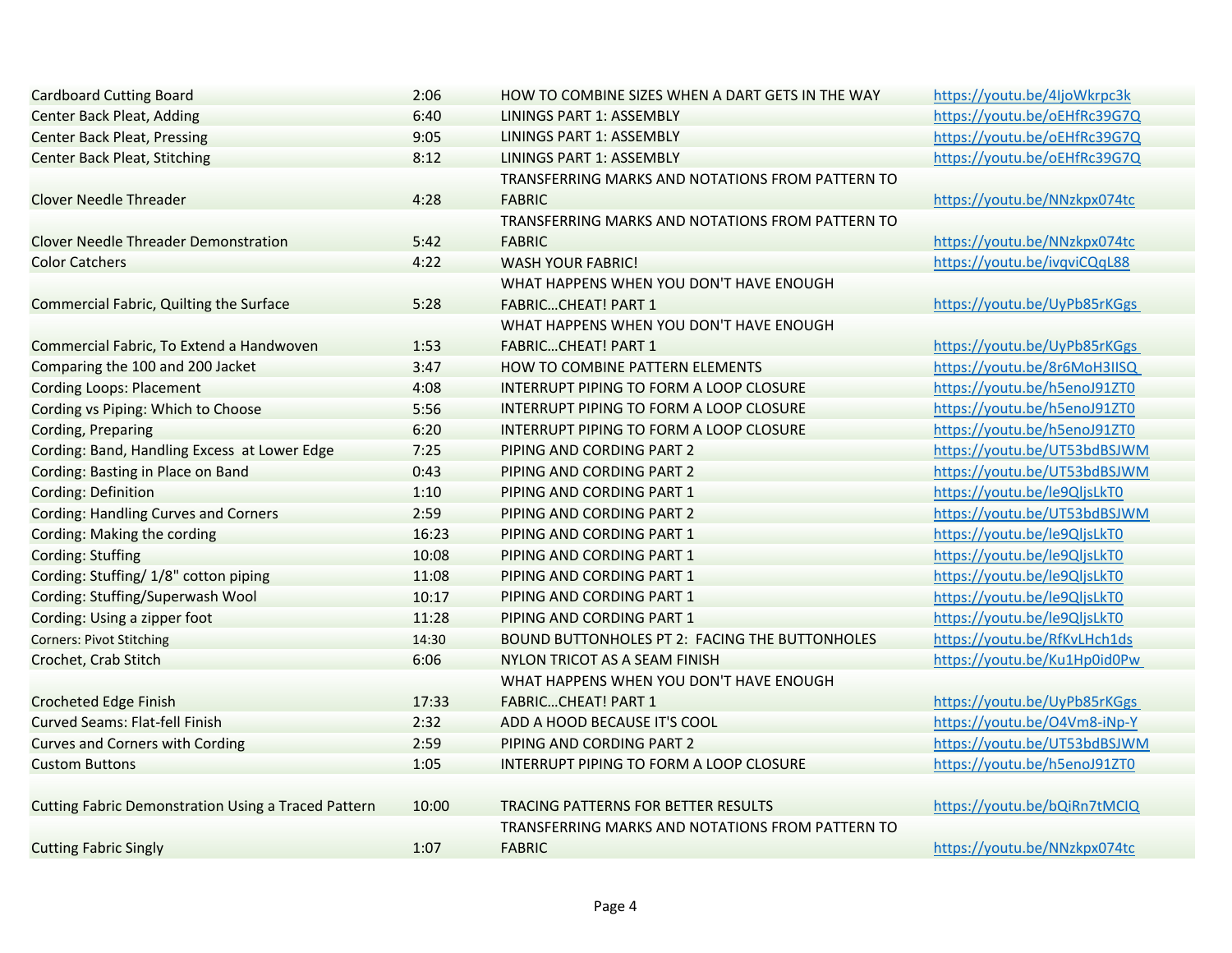| | | | |
|---|---|---|---|
| Cardboard Cutting Board | 2:06 | HOW TO COMBINE SIZES WHEN A DART GETS IN THE WAY | https://youtu.be/4IjoWkrpc3k |
| Center Back Pleat, Adding | 6:40 | LININGS PART 1: ASSEMBLY | https://youtu.be/oEHfRc39G7Q |
| Center Back Pleat, Pressing | 9:05 | LININGS PART 1: ASSEMBLY | https://youtu.be/oEHfRc39G7Q |
| Center Back Pleat, Stitching | 8:12 | LININGS PART 1: ASSEMBLY | https://youtu.be/oEHfRc39G7Q |
| Clover Needle Threader | 4:28 | TRANSFERRING MARKS AND NOTATIONS FROM PATTERN TO FABRIC | https://youtu.be/NNzkpx074tc |
| Clover Needle Threader Demonstration | 5:42 | TRANSFERRING MARKS AND NOTATIONS FROM PATTERN TO FABRIC | https://youtu.be/NNzkpx074tc |
| Color Catchers | 4:22 | WASH YOUR FABRIC! | https://youtu.be/ivqviCQqL88 |
| Commercial Fabric, Quilting the Surface | 5:28 | WHAT HAPPENS WHEN YOU DON'T HAVE ENOUGH FABRIC…CHEAT! PART 1 | https://youtu.be/UyPb85rKGgs |
| Commercial Fabric, To Extend a Handwoven | 1:53 | WHAT HAPPENS WHEN YOU DON'T HAVE ENOUGH FABRIC…CHEAT! PART 1 | https://youtu.be/UyPb85rKGgs |
| Comparing the 100 and 200 Jacket | 3:47 | HOW TO COMBINE PATTERN ELEMENTS | https://youtu.be/8r6MoH3IISQ |
| Cording Loops: Placement | 4:08 | INTERRUPT PIPING TO FORM A LOOP CLOSURE | https://youtu.be/h5enoJ91ZT0 |
| Cording vs Piping: Which to Choose | 5:56 | INTERRUPT PIPING TO FORM A LOOP CLOSURE | https://youtu.be/h5enoJ91ZT0 |
| Cording, Preparing | 6:20 | INTERRUPT PIPING TO FORM A LOOP CLOSURE | https://youtu.be/h5enoJ91ZT0 |
| Cording: Band, Handling Excess at Lower Edge | 7:25 | PIPING AND CORDING PART 2 | https://youtu.be/UT53bdBSJWM |
| Cording: Basting in Place on Band | 0:43 | PIPING AND CORDING PART 2 | https://youtu.be/UT53bdBSJWM |
| Cording: Definition | 1:10 | PIPING AND CORDING PART 1 | https://youtu.be/le9QljsLkT0 |
| Cording: Handling Curves and Corners | 2:59 | PIPING AND CORDING PART 2 | https://youtu.be/UT53bdBSJWM |
| Cording: Making the cording | 16:23 | PIPING AND CORDING PART 1 | https://youtu.be/le9QljsLkT0 |
| Cording: Stuffing | 10:08 | PIPING AND CORDING PART 1 | https://youtu.be/le9QljsLkT0 |
| Cording: Stuffing/ 1/8" cotton piping | 11:08 | PIPING AND CORDING PART 1 | https://youtu.be/le9QljsLkT0 |
| Cording: Stuffing/Superwash Wool | 10:17 | PIPING AND CORDING PART 1 | https://youtu.be/le9QljsLkT0 |
| Cording: Using a zipper foot | 11:28 | PIPING AND CORDING PART 1 | https://youtu.be/le9QljsLkT0 |
| Corners: Pivot Stitching | 14:30 | BOUND BUTTONHOLES PT 2: FACING THE BUTTONHOLES | https://youtu.be/RfKvLHch1ds |
| Crochet, Crab Stitch | 6:06 | NYLON TRICOT AS A SEAM FINISH | https://youtu.be/Ku1Hp0id0Pw |
| Crocheted Edge Finish | 17:33 | WHAT HAPPENS WHEN YOU DON'T HAVE ENOUGH FABRIC…CHEAT! PART 1 | https://youtu.be/UyPb85rKGgs |
| Curved Seams: Flat-fell Finish | 2:32 | ADD A HOOD BECAUSE IT'S COOL | https://youtu.be/O4Vm8-iNp-Y |
| Curves and Corners with Cording | 2:59 | PIPING AND CORDING PART 2 | https://youtu.be/UT53bdBSJWM |
| Custom Buttons | 1:05 | INTERRUPT PIPING TO FORM A LOOP CLOSURE | https://youtu.be/h5enoJ91ZT0 |
| Cutting Fabric Demonstration Using a Traced Pattern | 10:00 | TRACING PATTERNS FOR BETTER RESULTS | https://youtu.be/bQiRn7tMCIQ |
| Cutting Fabric Singly | 1:07 | TRANSFERRING MARKS AND NOTATIONS FROM PATTERN TO FABRIC | https://youtu.be/NNzkpx074tc |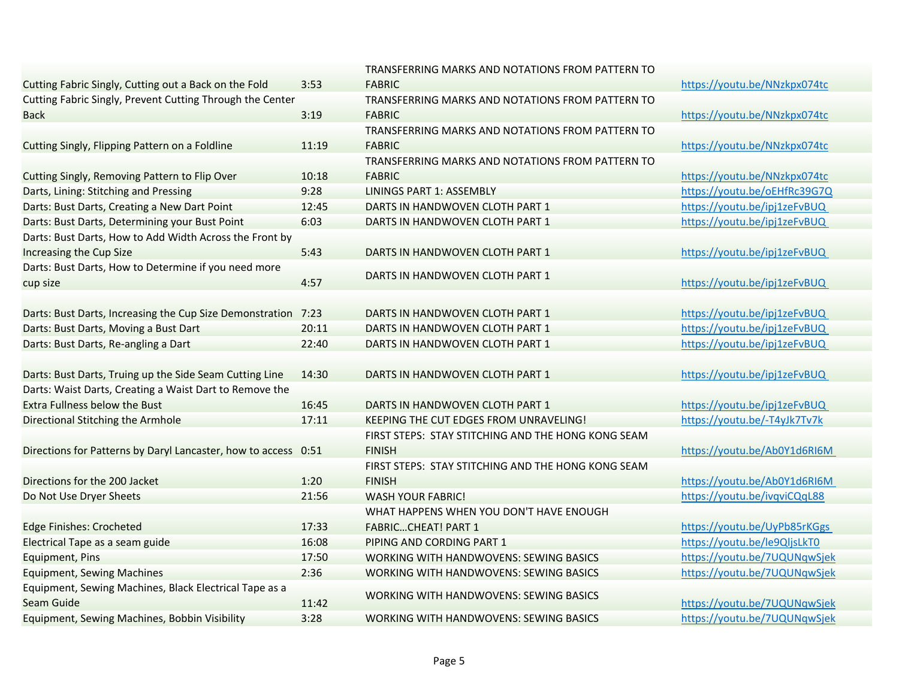| | | | |
|---|---|---|---|
| Cutting Fabric Singly, Cutting out a Back on the Fold | 3:53 | TRANSFERRING MARKS AND NOTATIONS FROM PATTERN TO FABRIC | https://youtu.be/NNzkpx074tc |
| Cutting Fabric Singly, Prevent Cutting Through the Center Back | 3:19 | TRANSFERRING MARKS AND NOTATIONS FROM PATTERN TO FABRIC | https://youtu.be/NNzkpx074tc |
| Cutting Singly, Flipping Pattern on a Foldline | 11:19 | TRANSFERRING MARKS AND NOTATIONS FROM PATTERN TO FABRIC | https://youtu.be/NNzkpx074tc |
| Cutting Singly, Removing Pattern to Flip Over | 10:18 | TRANSFERRING MARKS AND NOTATIONS FROM PATTERN TO FABRIC | https://youtu.be/NNzkpx074tc |
| Darts, Lining: Stitching and Pressing | 9:28 | LININGS PART 1: ASSEMBLY | https://youtu.be/oEHfRc39G7Q |
| Darts: Bust Darts, Creating a New Dart Point | 12:45 | DARTS IN HANDWOVEN CLOTH PART 1 | https://youtu.be/ipj1zeFvBUQ |
| Darts: Bust Darts, Determining your Bust Point | 6:03 | DARTS IN HANDWOVEN CLOTH PART 1 | https://youtu.be/ipj1zeFvBUQ |
| Darts: Bust Darts, How to Add Width Across the Front by Increasing the Cup Size | 5:43 | DARTS IN HANDWOVEN CLOTH PART 1 | https://youtu.be/ipj1zeFvBUQ |
| Darts: Bust Darts, How to Determine if you need more cup size | 4:57 | DARTS IN HANDWOVEN CLOTH PART 1 | https://youtu.be/ipj1zeFvBUQ |
| Darts: Bust Darts, Increasing the Cup Size Demonstration | 7:23 | DARTS IN HANDWOVEN CLOTH PART 1 | https://youtu.be/ipj1zeFvBUQ |
| Darts: Bust Darts, Moving a Bust Dart | 20:11 | DARTS IN HANDWOVEN CLOTH PART 1 | https://youtu.be/ipj1zeFvBUQ |
| Darts: Bust Darts, Re-angling a Dart | 22:40 | DARTS IN HANDWOVEN CLOTH PART 1 | https://youtu.be/ipj1zeFvBUQ |
| Darts: Bust Darts, Truing up the Side Seam Cutting Line | 14:30 | DARTS IN HANDWOVEN CLOTH PART 1 | https://youtu.be/ipj1zeFvBUQ |
| Darts: Waist Darts, Creating a Waist Dart to Remove the Extra Fullness below the Bust | 16:45 | DARTS IN HANDWOVEN CLOTH PART 1 | https://youtu.be/ipj1zeFvBUQ |
| Directional Stitching the Armhole | 17:11 | KEEPING THE CUT EDGES FROM UNRAVELING! | https://youtu.be/-T4yJk7Tv7k |
| Directions for Patterns by Daryl Lancaster, how to access | 0:51 | FIRST STEPS: STAY STITCHING AND THE HONG KONG SEAM FINISH | https://youtu.be/Ab0Y1d6RI6M |
| Directions for the 200 Jacket | 1:20 | FIRST STEPS: STAY STITCHING AND THE HONG KONG SEAM FINISH | https://youtu.be/Ab0Y1d6RI6M |
| Do Not Use Dryer Sheets | 21:56 | WASH YOUR FABRIC! | https://youtu.be/ivqviCQqL88 |
| Edge Finishes: Crocheted | 17:33 | WHAT HAPPENS WHEN YOU DON'T HAVE ENOUGH FABRIC…CHEAT! PART 1 | https://youtu.be/UyPb85rKGgs |
| Electrical Tape as a seam guide | 16:08 | PIPING AND CORDING PART 1 | https://youtu.be/le9QljsLkT0 |
| Equipment, Pins | 17:50 | WORKING WITH HANDWOVENS: SEWING BASICS | https://youtu.be/7UQUNqwSjek |
| Equipment, Sewing Machines | 2:36 | WORKING WITH HANDWOVENS: SEWING BASICS | https://youtu.be/7UQUNqwSjek |
| Equipment, Sewing Machines, Black Electrical Tape as a Seam Guide | 11:42 | WORKING WITH HANDWOVENS: SEWING BASICS | https://youtu.be/7UQUNqwSjek |
| Equipment, Sewing Machines, Bobbin Visibility | 3:28 | WORKING WITH HANDWOVENS: SEWING BASICS | https://youtu.be/7UQUNqwSjek |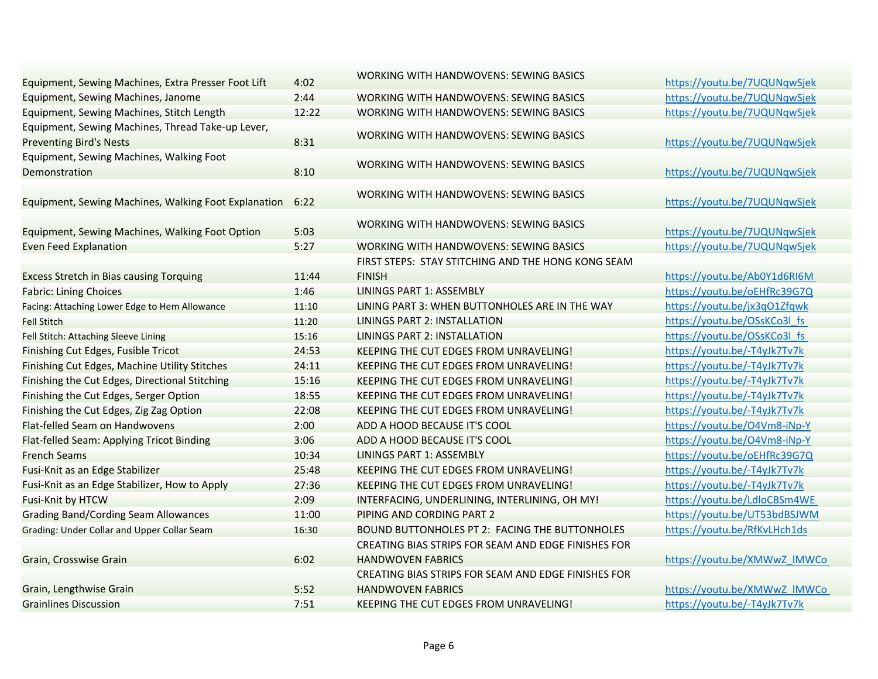| | | | |
|---|---|---|---|
| Equipment, Sewing Machines, Extra Presser Foot Lift | 4:02 | WORKING WITH HANDWOVENS: SEWING BASICS | https://youtu.be/7UQUNqwSjek |
| Equipment, Sewing Machines, Janome | 2:44 | WORKING WITH HANDWOVENS: SEWING BASICS | https://youtu.be/7UQUNqwSjek |
| Equipment, Sewing Machines, Stitch Length | 12:22 | WORKING WITH HANDWOVENS: SEWING BASICS | https://youtu.be/7UQUNqwSjek |
| Equipment, Sewing Machines, Thread Take-up Lever, Preventing Bird's Nests | 8:31 | WORKING WITH HANDWOVENS: SEWING BASICS | https://youtu.be/7UQUNqwSjek |
| Equipment, Sewing Machines, Walking Foot Demonstration | 8:10 | WORKING WITH HANDWOVENS: SEWING BASICS | https://youtu.be/7UQUNqwSjek |
| Equipment, Sewing Machines, Walking Foot Explanation | 6:22 | WORKING WITH HANDWOVENS: SEWING BASICS | https://youtu.be/7UQUNqwSjek |
| Equipment, Sewing Machines, Walking Foot Option | 5:03 | WORKING WITH HANDWOVENS: SEWING BASICS | https://youtu.be/7UQUNqwSjek |
| Even Feed Explanation | 5:27 | WORKING WITH HANDWOVENS: SEWING BASICS | https://youtu.be/7UQUNqwSjek |
| Excess Stretch in Bias causing Torquing | 11:44 | FIRST STEPS: STAY STITCHING AND THE HONG KONG SEAM FINISH | https://youtu.be/Ab0Y1d6RI6M |
| Fabric: Lining Choices | 1:46 | LININGS PART 1: ASSEMBLY | https://youtu.be/oEHfRc39G7Q |
| Facing: Attaching Lower Edge to Hem Allowance | 11:10 | LINING PART 3: WHEN BUTTONHOLES ARE IN THE WAY | https://youtu.be/jx3qO1Zfqwk |
| Fell Stitch | 11:20 | LININGS PART 2: INSTALLATION | https://youtu.be/OSsKCo3l_fs |
| Fell Stitch: Attaching Sleeve Lining | 15:16 | LININGS PART 2: INSTALLATION | https://youtu.be/OSsKCo3l_fs |
| Finishing Cut Edges, Fusible Tricot | 24:53 | KEEPING THE CUT EDGES FROM UNRAVELING! | https://youtu.be/-T4yJk7Tv7k |
| Finishing Cut Edges, Machine Utility Stitches | 24:11 | KEEPING THE CUT EDGES FROM UNRAVELING! | https://youtu.be/-T4yJk7Tv7k |
| Finishing the Cut Edges, Directional Stitching | 15:16 | KEEPING THE CUT EDGES FROM UNRAVELING! | https://youtu.be/-T4yJk7Tv7k |
| Finishing the Cut Edges, Serger Option | 18:55 | KEEPING THE CUT EDGES FROM UNRAVELING! | https://youtu.be/-T4yJk7Tv7k |
| Finishing the Cut Edges, Zig Zag Option | 22:08 | KEEPING THE CUT EDGES FROM UNRAVELING! | https://youtu.be/-T4yJk7Tv7k |
| Flat-felled Seam on Handwovens | 2:00 | ADD A HOOD BECAUSE IT'S COOL | https://youtu.be/O4Vm8-iNp-Y |
| Flat-felled Seam: Applying Tricot Binding | 3:06 | ADD A HOOD BECAUSE IT'S COOL | https://youtu.be/O4Vm8-iNp-Y |
| French Seams | 10:34 | LININGS PART 1: ASSEMBLY | https://youtu.be/oEHfRc39G7Q |
| Fusi-Knit as an Edge Stabilizer | 25:48 | KEEPING THE CUT EDGES FROM UNRAVELING! | https://youtu.be/-T4yJk7Tv7k |
| Fusi-Knit as an Edge Stabilizer, How to Apply | 27:36 | KEEPING THE CUT EDGES FROM UNRAVELING! | https://youtu.be/-T4yJk7Tv7k |
| Fusi-Knit by HTCW | 2:09 | INTERFACING, UNDERLINING, INTERLINING, OH MY! | https://youtu.be/LdloCBSm4WE |
| Grading Band/Cording Seam Allowances | 11:00 | PIPING AND CORDING PART 2 | https://youtu.be/UT53bdBSJWM |
| Grading: Under Collar and Upper Collar Seam | 16:30 | BOUND BUTTONHOLES PT 2: FACING THE BUTTONHOLES | https://youtu.be/RfKvLHch1ds |
| Grain, Crosswise Grain | 6:02 | CREATING BIAS STRIPS FOR SEAM AND EDGE FINISHES FOR HANDWOVEN FABRICS | https://youtu.be/XMWwZ_lMWCo |
| Grain, Lengthwise Grain | 5:52 | CREATING BIAS STRIPS FOR SEAM AND EDGE FINISHES FOR HANDWOVEN FABRICS | https://youtu.be/XMWwZ_lMWCo |
| Grainlines Discussion | 7:51 | KEEPING THE CUT EDGES FROM UNRAVELING! | https://youtu.be/-T4yJk7Tv7k |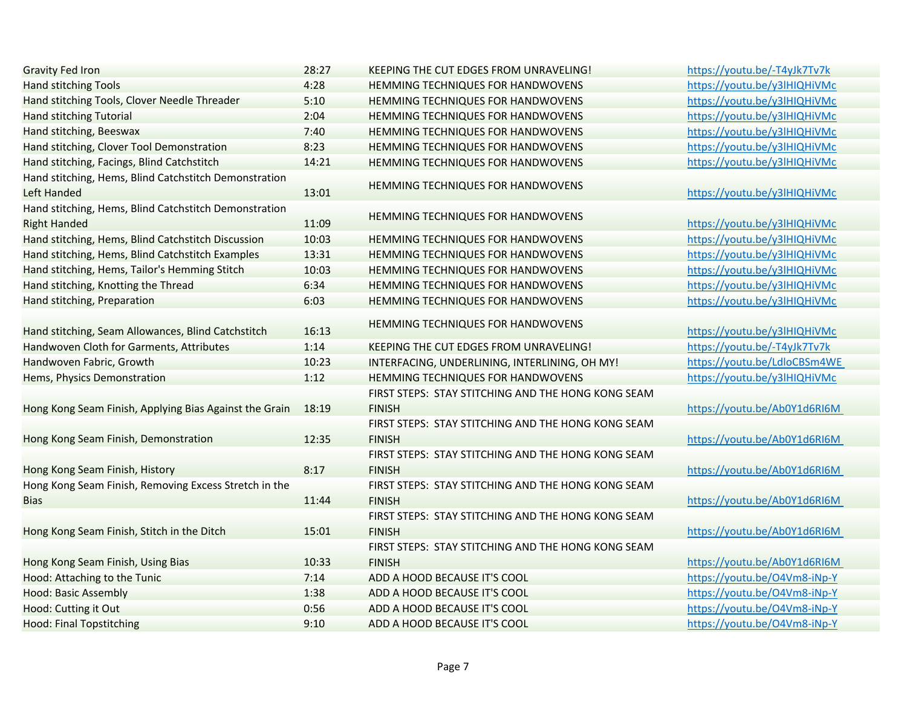| | | | |
|---|---|---|---|
| Gravity Fed Iron | 28:27 | KEEPING THE CUT EDGES FROM UNRAVELING! | https://youtu.be/-T4yJk7Tv7k |
| Hand stitching Tools | 4:28 | HEMMING TECHNIQUES FOR HANDWOVENS | https://youtu.be/y3lHIQHiVMc |
| Hand stitching Tools, Clover Needle Threader | 5:10 | HEMMING TECHNIQUES FOR HANDWOVENS | https://youtu.be/y3lHIQHiVMc |
| Hand stitching Tutorial | 2:04 | HEMMING TECHNIQUES FOR HANDWOVENS | https://youtu.be/y3lHIQHiVMc |
| Hand stitching, Beeswax | 7:40 | HEMMING TECHNIQUES FOR HANDWOVENS | https://youtu.be/y3lHIQHiVMc |
| Hand stitching, Clover Tool Demonstration | 8:23 | HEMMING TECHNIQUES FOR HANDWOVENS | https://youtu.be/y3lHIQHiVMc |
| Hand stitching, Facings, Blind Catchstitch | 14:21 | HEMMING TECHNIQUES FOR HANDWOVENS | https://youtu.be/y3lHIQHiVMc |
| Hand stitching, Hems, Blind Catchstitch Demonstration Left Handed | 13:01 | HEMMING TECHNIQUES FOR HANDWOVENS | https://youtu.be/y3lHIQHiVMc |
| Hand stitching, Hems, Blind Catchstitch Demonstration Right Handed | 11:09 | HEMMING TECHNIQUES FOR HANDWOVENS | https://youtu.be/y3lHIQHiVMc |
| Hand stitching, Hems, Blind Catchstitch Discussion | 10:03 | HEMMING TECHNIQUES FOR HANDWOVENS | https://youtu.be/y3lHIQHiVMc |
| Hand stitching, Hems, Blind Catchstitch Examples | 13:31 | HEMMING TECHNIQUES FOR HANDWOVENS | https://youtu.be/y3lHIQHiVMc |
| Hand stitching, Hems, Tailor's Hemming Stitch | 10:03 | HEMMING TECHNIQUES FOR HANDWOVENS | https://youtu.be/y3lHIQHiVMc |
| Hand stitching, Knotting the Thread | 6:34 | HEMMING TECHNIQUES FOR HANDWOVENS | https://youtu.be/y3lHIQHiVMc |
| Hand stitching, Preparation | 6:03 | HEMMING TECHNIQUES FOR HANDWOVENS | https://youtu.be/y3lHIQHiVMc |
| Hand stitching, Seam Allowances, Blind Catchstitch | 16:13 | HEMMING TECHNIQUES FOR HANDWOVENS | https://youtu.be/y3lHIQHiVMc |
| Handwoven Cloth for Garments, Attributes | 1:14 | KEEPING THE CUT EDGES FROM UNRAVELING! | https://youtu.be/-T4yJk7Tv7k |
| Handwoven Fabric, Growth | 10:23 | INTERFACING, UNDERLINING, INTERLINING, OH MY! | https://youtu.be/LdloCBSm4WE |
| Hems, Physics Demonstration | 1:12 | HEMMING TECHNIQUES FOR HANDWOVENS | https://youtu.be/y3lHIQHiVMc |
| Hong Kong Seam Finish, Applying Bias Against the Grain | 18:19 | FIRST STEPS: STAY STITCHING AND THE HONG KONG SEAM FINISH | https://youtu.be/Ab0Y1d6RI6M |
| Hong Kong Seam Finish, Demonstration | 12:35 | FIRST STEPS: STAY STITCHING AND THE HONG KONG SEAM FINISH | https://youtu.be/Ab0Y1d6RI6M |
| Hong Kong Seam Finish, History | 8:17 | FIRST STEPS: STAY STITCHING AND THE HONG KONG SEAM FINISH | https://youtu.be/Ab0Y1d6RI6M |
| Hong Kong Seam Finish, Removing Excess Stretch in the Bias | 11:44 | FIRST STEPS: STAY STITCHING AND THE HONG KONG SEAM FINISH | https://youtu.be/Ab0Y1d6RI6M |
| Hong Kong Seam Finish, Stitch in the Ditch | 15:01 | FIRST STEPS: STAY STITCHING AND THE HONG KONG SEAM FINISH | https://youtu.be/Ab0Y1d6RI6M |
| Hong Kong Seam Finish, Using Bias | 10:33 | FIRST STEPS: STAY STITCHING AND THE HONG KONG SEAM FINISH | https://youtu.be/Ab0Y1d6RI6M |
| Hood: Attaching to the Tunic | 7:14 | ADD A HOOD BECAUSE IT'S COOL | https://youtu.be/O4Vm8-iNp-Y |
| Hood: Basic Assembly | 1:38 | ADD A HOOD BECAUSE IT'S COOL | https://youtu.be/O4Vm8-iNp-Y |
| Hood: Cutting it Out | 0:56 | ADD A HOOD BECAUSE IT'S COOL | https://youtu.be/O4Vm8-iNp-Y |
| Hood: Final Topstitching | 9:10 | ADD A HOOD BECAUSE IT'S COOL | https://youtu.be/O4Vm8-iNp-Y |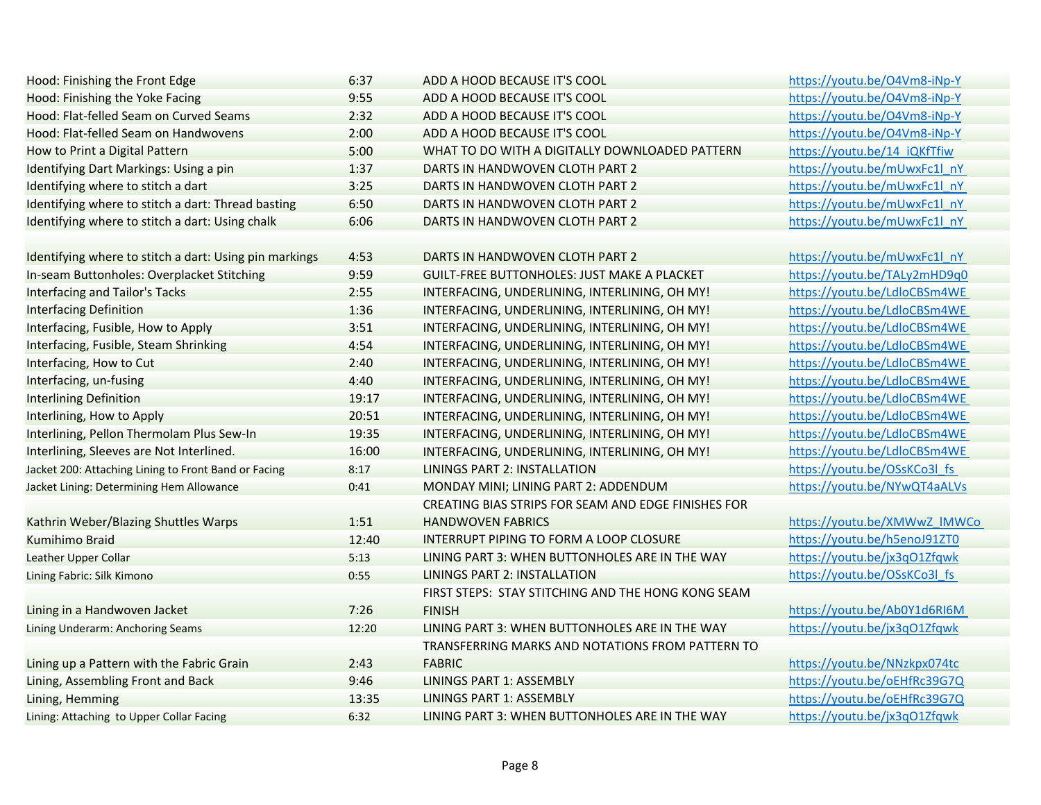| | | | |
|---|---|---|---|
| Hood: Finishing the Front Edge | 6:37 | ADD A HOOD BECAUSE IT'S COOL | https://youtu.be/O4Vm8-iNp-Y |
| Hood: Finishing the Yoke Facing | 9:55 | ADD A HOOD BECAUSE IT'S COOL | https://youtu.be/O4Vm8-iNp-Y |
| Hood: Flat-felled Seam on Curved Seams | 2:32 | ADD A HOOD BECAUSE IT'S COOL | https://youtu.be/O4Vm8-iNp-Y |
| Hood: Flat-felled Seam on Handwovens | 2:00 | ADD A HOOD BECAUSE IT'S COOL | https://youtu.be/O4Vm8-iNp-Y |
| How to Print a Digital Pattern | 5:00 | WHAT TO DO WITH A DIGITALLY DOWNLOADED PATTERN | https://youtu.be/14_iQKfTfiw |
| Identifying Dart Markings: Using a pin | 1:37 | DARTS IN HANDWOVEN CLOTH PART 2 | https://youtu.be/mUwxFc1l_nY |
| Identifying where to stitch a dart | 3:25 | DARTS IN HANDWOVEN CLOTH PART 2 | https://youtu.be/mUwxFc1l_nY |
| Identifying where to stitch a dart: Thread basting | 6:50 | DARTS IN HANDWOVEN CLOTH PART 2 | https://youtu.be/mUwxFc1l_nY |
| Identifying where to stitch a dart: Using chalk | 6:06 | DARTS IN HANDWOVEN CLOTH PART 2 | https://youtu.be/mUwxFc1l_nY |
| Identifying where to stitch a dart: Using pin markings | 4:53 | DARTS IN HANDWOVEN CLOTH PART 2 | https://youtu.be/mUwxFc1l_nY |
| In-seam Buttonholes: Overplacket Stitching | 9:59 | GUILT-FREE BUTTONHOLES: JUST MAKE A PLACKET | https://youtu.be/TALy2mHD9q0 |
| Interfacing and Tailor's Tacks | 2:55 | INTERFACING, UNDERLINING, INTERLINING, OH MY! | https://youtu.be/LdloCBSm4WE |
| Interfacing Definition | 1:36 | INTERFACING, UNDERLINING, INTERLINING, OH MY! | https://youtu.be/LdloCBSm4WE |
| Interfacing, Fusible, How to Apply | 3:51 | INTERFACING, UNDERLINING, INTERLINING, OH MY! | https://youtu.be/LdloCBSm4WE |
| Interfacing, Fusible, Steam Shrinking | 4:54 | INTERFACING, UNDERLINING, INTERLINING, OH MY! | https://youtu.be/LdloCBSm4WE |
| Interfacing, How to Cut | 2:40 | INTERFACING, UNDERLINING, INTERLINING, OH MY! | https://youtu.be/LdloCBSm4WE |
| Interfacing, un-fusing | 4:40 | INTERFACING, UNDERLINING, INTERLINING, OH MY! | https://youtu.be/LdloCBSm4WE |
| Interlining Definition | 19:17 | INTERFACING, UNDERLINING, INTERLINING, OH MY! | https://youtu.be/LdloCBSm4WE |
| Interlining, How to Apply | 20:51 | INTERFACING, UNDERLINING, INTERLINING, OH MY! | https://youtu.be/LdloCBSm4WE |
| Interlining, Pellon Thermolam Plus Sew-In | 19:35 | INTERFACING, UNDERLINING, INTERLINING, OH MY! | https://youtu.be/LdloCBSm4WE |
| Interlining, Sleeves are Not Interlined. | 16:00 | INTERFACING, UNDERLINING, INTERLINING, OH MY! | https://youtu.be/LdloCBSm4WE |
| Jacket 200: Attaching Lining to Front Band or Facing | 8:17 | LININGS PART 2: INSTALLATION | https://youtu.be/OSsKCo3l_fs |
| Jacket Lining: Determining Hem Allowance | 0:41 | MONDAY MINI; LINING PART 2: ADDENDUM | https://youtu.be/NYwQT4aALVs |
| Kathrin Weber/Blazing Shuttles Warps | 1:51 | CREATING BIAS STRIPS FOR SEAM AND EDGE FINISHES FOR HANDWOVEN FABRICS | https://youtu.be/XMWwZ_lMWCo |
| Kumihimo Braid | 12:40 | INTERRUPT PIPING TO FORM A LOOP CLOSURE | https://youtu.be/h5enoJ91ZT0 |
| Leather Upper Collar | 5:13 | LINING PART 3: WHEN BUTTONHOLES ARE IN THE WAY | https://youtu.be/jx3qO1Zfqwk |
| Lining Fabric: Silk Kimono | 0:55 | LININGS PART 2: INSTALLATION | https://youtu.be/OSsKCo3l_fs |
| Lining in a Handwoven Jacket | 7:26 | FIRST STEPS: STAY STITCHING AND THE HONG KONG SEAM FINISH | https://youtu.be/Ab0Y1d6RI6M |
| Lining Underarm: Anchoring Seams | 12:20 | LINING PART 3: WHEN BUTTONHOLES ARE IN THE WAY | https://youtu.be/jx3qO1Zfqwk |
| Lining up a Pattern with the Fabric Grain | 2:43 | TRANSFERRING MARKS AND NOTATIONS FROM PATTERN TO FABRIC | https://youtu.be/NNzkpx074tc |
| Lining, Assembling Front and Back | 9:46 | LININGS PART 1: ASSEMBLY | https://youtu.be/oEHfRc39G7Q |
| Lining, Hemming | 13:35 | LININGS PART 1: ASSEMBLY | https://youtu.be/oEHfRc39G7Q |
| Lining: Attaching to Upper Collar Facing | 6:32 | LINING PART 3: WHEN BUTTONHOLES ARE IN THE WAY | https://youtu.be/jx3qO1Zfqwk |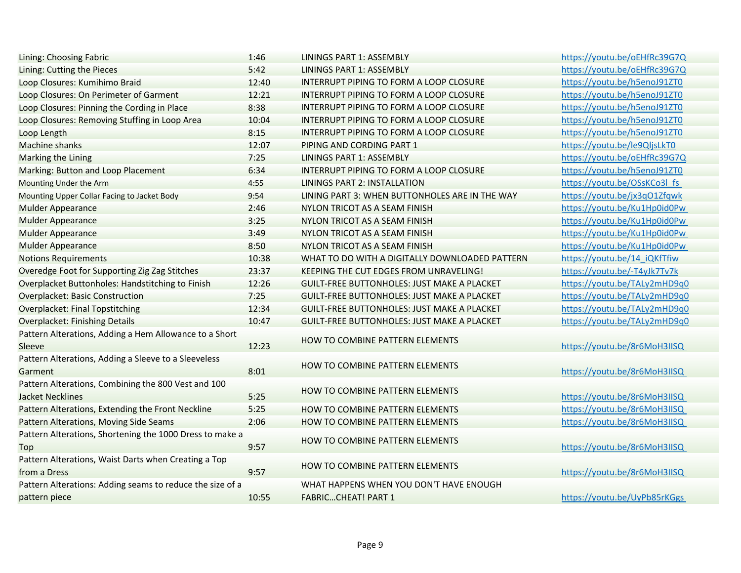| | | | |
|---|---|---|---|
| Lining: Choosing Fabric | 1:46 | LININGS PART 1: ASSEMBLY | https://youtu.be/oEHfRc39G7Q |
| Lining: Cutting the Pieces | 5:42 | LININGS PART 1: ASSEMBLY | https://youtu.be/oEHfRc39G7Q |
| Loop Closures: Kumihimo Braid | 12:40 | INTERRUPT PIPING TO FORM A LOOP CLOSURE | https://youtu.be/h5enoJ91ZT0 |
| Loop Closures: On Perimeter of Garment | 12:21 | INTERRUPT PIPING TO FORM A LOOP CLOSURE | https://youtu.be/h5enoJ91ZT0 |
| Loop Closures: Pinning the Cording in Place | 8:38 | INTERRUPT PIPING TO FORM A LOOP CLOSURE | https://youtu.be/h5enoJ91ZT0 |
| Loop Closures: Removing Stuffing in Loop Area | 10:04 | INTERRUPT PIPING TO FORM A LOOP CLOSURE | https://youtu.be/h5enoJ91ZT0 |
| Loop Length | 8:15 | INTERRUPT PIPING TO FORM A LOOP CLOSURE | https://youtu.be/h5enoJ91ZT0 |
| Machine shanks | 12:07 | PIPING AND CORDING PART 1 | https://youtu.be/le9QljsLkT0 |
| Marking the Lining | 7:25 | LININGS PART 1: ASSEMBLY | https://youtu.be/oEHfRc39G7Q |
| Marking: Button and Loop Placement | 6:34 | INTERRUPT PIPING TO FORM A LOOP CLOSURE | https://youtu.be/h5enoJ91ZT0 |
| Mounting Under the Arm | 4:55 | LININGS PART 2: INSTALLATION | https://youtu.be/OSsKCo3l_fs |
| Mounting Upper Collar Facing to Jacket Body | 9:54 | LINING PART 3: WHEN BUTTONHOLES ARE IN THE WAY | https://youtu.be/jx3qO1Zfqwk |
| Mulder Appearance | 2:46 | NYLON TRICOT AS A SEAM FINISH | https://youtu.be/Ku1Hp0id0Pw |
| Mulder Appearance | 3:25 | NYLON TRICOT AS A SEAM FINISH | https://youtu.be/Ku1Hp0id0Pw |
| Mulder Appearance | 3:49 | NYLON TRICOT AS A SEAM FINISH | https://youtu.be/Ku1Hp0id0Pw |
| Mulder Appearance | 8:50 | NYLON TRICOT AS A SEAM FINISH | https://youtu.be/Ku1Hp0id0Pw |
| Notions Requirements | 10:38 | WHAT TO DO WITH A DIGITALLY DOWNLOADED PATTERN | https://youtu.be/14_iQKfTfiw |
| Overedge Foot for Supporting Zig Zag Stitches | 23:37 | KEEPING THE CUT EDGES FROM UNRAVELING! | https://youtu.be/-T4yJk7Tv7k |
| Overplacket Buttonholes: Handstitching to Finish | 12:26 | GUILT-FREE BUTTONHOLES: JUST MAKE A PLACKET | https://youtu.be/TALy2mHD9q0 |
| Overplacket: Basic Construction | 7:25 | GUILT-FREE BUTTONHOLES: JUST MAKE A PLACKET | https://youtu.be/TALy2mHD9q0 |
| Overplacket: Final Topstitching | 12:34 | GUILT-FREE BUTTONHOLES: JUST MAKE A PLACKET | https://youtu.be/TALy2mHD9q0 |
| Overplacket: Finishing Details | 10:47 | GUILT-FREE BUTTONHOLES: JUST MAKE A PLACKET | https://youtu.be/TALy2mHD9q0 |
| Pattern Alterations, Adding a Hem Allowance to a Short Sleeve | 12:23 | HOW TO COMBINE PATTERN ELEMENTS | https://youtu.be/8r6MoH3IISQ |
| Pattern Alterations, Adding a Sleeve to a Sleeveless Garment | 8:01 | HOW TO COMBINE PATTERN ELEMENTS | https://youtu.be/8r6MoH3IISQ |
| Pattern Alterations, Combining the 800 Vest and 100 Jacket Necklines | 5:25 | HOW TO COMBINE PATTERN ELEMENTS | https://youtu.be/8r6MoH3IISQ |
| Pattern Alterations, Extending the Front Neckline | 5:25 | HOW TO COMBINE PATTERN ELEMENTS | https://youtu.be/8r6MoH3IISQ |
| Pattern Alterations, Moving Side Seams | 2:06 | HOW TO COMBINE PATTERN ELEMENTS | https://youtu.be/8r6MoH3IISQ |
| Pattern Alterations, Shortening the 1000 Dress to make a Top | 9:57 | HOW TO COMBINE PATTERN ELEMENTS | https://youtu.be/8r6MoH3IISQ |
| Pattern Alterations, Waist Darts when Creating a Top from a Dress | 9:57 | HOW TO COMBINE PATTERN ELEMENTS | https://youtu.be/8r6MoH3IISQ |
| Pattern Alterations: Adding seams to reduce the size of a pattern piece | 10:55 | WHAT HAPPENS WHEN YOU DON'T HAVE ENOUGH FABRIC…CHEAT! PART 1 | https://youtu.be/UyPb85rKGgs |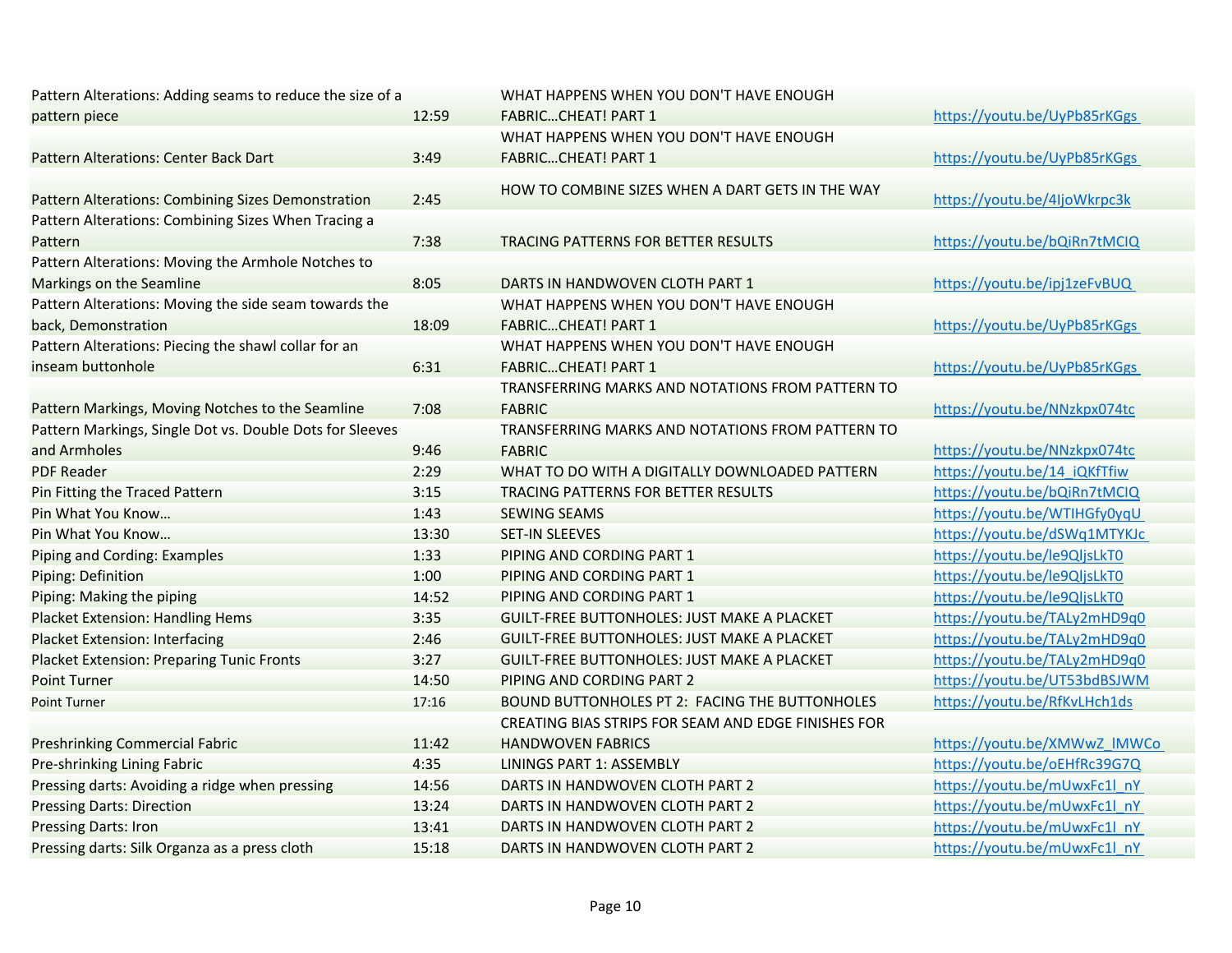| | | | |
|---|---|---|---|
| Pattern Alterations: Adding seams to reduce the size of a pattern piece | 12:59 | WHAT HAPPENS WHEN YOU DON'T HAVE ENOUGH FABRIC…CHEAT! PART 1 | https://youtu.be/UyPb85rKGgs |
| Pattern Alterations: Center Back Dart | 3:49 | WHAT HAPPENS WHEN YOU DON'T HAVE ENOUGH FABRIC…CHEAT! PART 1 | https://youtu.be/UyPb85rKGgs |
| Pattern Alterations: Combining Sizes Demonstration | 2:45 | HOW TO COMBINE SIZES WHEN A DART GETS IN THE WAY | https://youtu.be/4IjoWkrpc3k |
| Pattern Alterations: Combining Sizes When Tracing a Pattern | 7:38 | TRACING PATTERNS FOR BETTER RESULTS | https://youtu.be/bQiRn7tMCIQ |
| Pattern Alterations: Moving the Armhole Notches to Markings on the Seamline | 8:05 | DARTS IN HANDWOVEN CLOTH PART 1 | https://youtu.be/ipj1zeFvBUQ |
| Pattern Alterations: Moving the side seam towards the back, Demonstration | 18:09 | WHAT HAPPENS WHEN YOU DON'T HAVE ENOUGH FABRIC…CHEAT! PART 1 | https://youtu.be/UyPb85rKGgs |
| Pattern Alterations: Piecing the shawl collar for an inseam buttonhole | 6:31 | WHAT HAPPENS WHEN YOU DON'T HAVE ENOUGH FABRIC…CHEAT! PART 1 | https://youtu.be/UyPb85rKGgs |
| Pattern Markings, Moving Notches to the Seamline | 7:08 | TRANSFERRING MARKS AND NOTATIONS FROM PATTERN TO FABRIC | https://youtu.be/NNzkpx074tc |
| Pattern Markings, Single Dot vs. Double Dots for Sleeves and Armholes | 9:46 | TRANSFERRING MARKS AND NOTATIONS FROM PATTERN TO FABRIC | https://youtu.be/NNzkpx074tc |
| PDF Reader | 2:29 | WHAT TO DO WITH A DIGITALLY DOWNLOADED PATTERN | https://youtu.be/14_iQKfTfiw |
| Pin Fitting the Traced Pattern | 3:15 | TRACING PATTERNS FOR BETTER RESULTS | https://youtu.be/bQiRn7tMCIQ |
| Pin What You Know… | 1:43 | SEWING SEAMS | https://youtu.be/WTIHGfy0yqU |
| Pin What You Know… | 13:30 | SET-IN SLEEVES | https://youtu.be/dSWq1MTYKJc |
| Piping and Cording: Examples | 1:33 | PIPING AND CORDING PART 1 | https://youtu.be/le9QljsLkT0 |
| Piping: Definition | 1:00 | PIPING AND CORDING PART 1 | https://youtu.be/le9QljsLkT0 |
| Piping: Making the piping | 14:52 | PIPING AND CORDING PART 1 | https://youtu.be/le9QljsLkT0 |
| Placket Extension: Handling Hems | 3:35 | GUILT-FREE BUTTONHOLES: JUST MAKE A PLACKET | https://youtu.be/TALy2mHD9q0 |
| Placket Extension: Interfacing | 2:46 | GUILT-FREE BUTTONHOLES: JUST MAKE A PLACKET | https://youtu.be/TALy2mHD9q0 |
| Placket Extension: Preparing Tunic Fronts | 3:27 | GUILT-FREE BUTTONHOLES: JUST MAKE A PLACKET | https://youtu.be/TALy2mHD9q0 |
| Point Turner | 14:50 | PIPING AND CORDING PART 2 | https://youtu.be/UT53bdBSJWM |
| Point Turner | 17:16 | BOUND BUTTONHOLES PT 2: FACING THE BUTTONHOLES | https://youtu.be/RfKvLHch1ds |
| Preshrinking Commercial Fabric | 11:42 | CREATING BIAS STRIPS FOR SEAM AND EDGE FINISHES FOR HANDWOVEN FABRICS | https://youtu.be/XMWwZ_lMWCo |
| Pre-shrinking Lining Fabric | 4:35 | LININGS PART 1: ASSEMBLY | https://youtu.be/oEHfRc39G7Q |
| Pressing darts: Avoiding a ridge when pressing | 14:56 | DARTS IN HANDWOVEN CLOTH PART 2 | https://youtu.be/mUwxFc1l_nY |
| Pressing Darts: Direction | 13:24 | DARTS IN HANDWOVEN CLOTH PART 2 | https://youtu.be/mUwxFc1l_nY |
| Pressing Darts: Iron | 13:41 | DARTS IN HANDWOVEN CLOTH PART 2 | https://youtu.be/mUwxFc1l_nY |
| Pressing darts: Silk Organza as a press cloth | 15:18 | DARTS IN HANDWOVEN CLOTH PART 2 | https://youtu.be/mUwxFc1l_nY |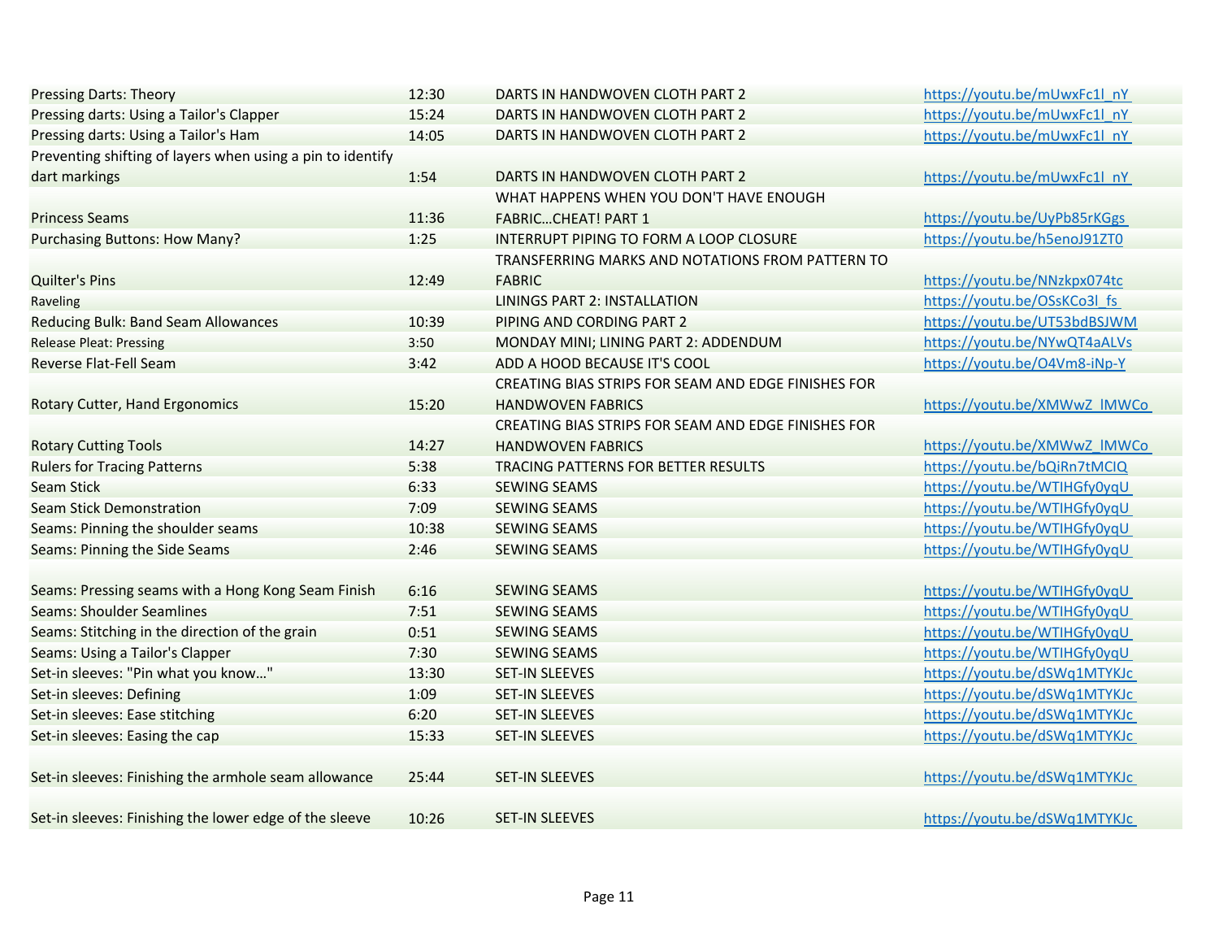| | | | |
|---|---|---|---|
| Pressing Darts: Theory | 12:30 | DARTS IN HANDWOVEN CLOTH PART 2 | https://youtu.be/mUwxFc1l_nY |
| Pressing darts: Using a Tailor's Clapper | 15:24 | DARTS IN HANDWOVEN CLOTH PART 2 | https://youtu.be/mUwxFc1l_nY |
| Pressing darts: Using a Tailor's Ham | 14:05 | DARTS IN HANDWOVEN CLOTH PART 2 | https://youtu.be/mUwxFc1l_nY |
| Preventing shifting of layers when using a pin to identify dart markings | 1:54 | DARTS IN HANDWOVEN CLOTH PART 2 | https://youtu.be/mUwxFc1l_nY |
| Princess Seams | 11:36 | WHAT HAPPENS WHEN YOU DON'T HAVE ENOUGH FABRIC…CHEAT! PART 1 | https://youtu.be/UyPb85rKGgs |
| Purchasing Buttons: How Many? | 1:25 | INTERRUPT PIPING TO FORM A LOOP CLOSURE | https://youtu.be/h5enoJ91ZT0 |
| Quilter's Pins | 12:49 | TRANSFERRING MARKS AND NOTATIONS FROM PATTERN TO FABRIC | https://youtu.be/NNzkpx074tc |
| Raveling | | LININGS PART 2: INSTALLATION | https://youtu.be/OSsKCo3l_fs |
| Reducing Bulk: Band Seam Allowances | 10:39 | PIPING AND CORDING PART 2 | https://youtu.be/UT53bdBSJWM |
| Release Pleat: Pressing | 3:50 | MONDAY MINI; LINING PART 2: ADDENDUM | https://youtu.be/NYwQT4aALVs |
| Reverse Flat-Fell Seam | 3:42 | ADD A HOOD BECAUSE IT'S COOL | https://youtu.be/O4Vm8-iNp-Y |
| Rotary Cutter, Hand Ergonomics | 15:20 | CREATING BIAS STRIPS FOR SEAM AND EDGE FINISHES FOR HANDWOVEN FABRICS | https://youtu.be/XMWwZ_lMWCo |
| Rotary Cutting Tools | 14:27 | CREATING BIAS STRIPS FOR SEAM AND EDGE FINISHES FOR HANDWOVEN FABRICS | https://youtu.be/XMWwZ_lMWCo |
| Rulers for Tracing Patterns | 5:38 | TRACING PATTERNS FOR BETTER RESULTS | https://youtu.be/bQiRn7tMCIQ |
| Seam Stick | 6:33 | SEWING SEAMS | https://youtu.be/WTIHGfy0yqU |
| Seam Stick Demonstration | 7:09 | SEWING SEAMS | https://youtu.be/WTIHGfy0yqU |
| Seams: Pinning the shoulder seams | 10:38 | SEWING SEAMS | https://youtu.be/WTIHGfy0yqU |
| Seams: Pinning the Side Seams | 2:46 | SEWING SEAMS | https://youtu.be/WTIHGfy0yqU |
| Seams: Pressing seams with a Hong Kong Seam Finish | 6:16 | SEWING SEAMS | https://youtu.be/WTIHGfy0yqU |
| Seams: Shoulder Seamlines | 7:51 | SEWING SEAMS | https://youtu.be/WTIHGfy0yqU |
| Seams: Stitching in the direction of the grain | 0:51 | SEWING SEAMS | https://youtu.be/WTIHGfy0yqU |
| Seams: Using a Tailor's Clapper | 7:30 | SEWING SEAMS | https://youtu.be/WTIHGfy0yqU |
| Set-in sleeves: "Pin what you know…" | 13:30 | SET-IN SLEEVES | https://youtu.be/dSWq1MTYKJc |
| Set-in sleeves: Defining | 1:09 | SET-IN SLEEVES | https://youtu.be/dSWq1MTYKJc |
| Set-in sleeves: Ease stitching | 6:20 | SET-IN SLEEVES | https://youtu.be/dSWq1MTYKJc |
| Set-in sleeves: Easing the cap | 15:33 | SET-IN SLEEVES | https://youtu.be/dSWq1MTYKJc |
| Set-in sleeves: Finishing the armhole seam allowance | 25:44 | SET-IN SLEEVES | https://youtu.be/dSWq1MTYKJc |
| Set-in sleeves: Finishing the lower edge of the sleeve | 10:26 | SET-IN SLEEVES | https://youtu.be/dSWq1MTYKJc |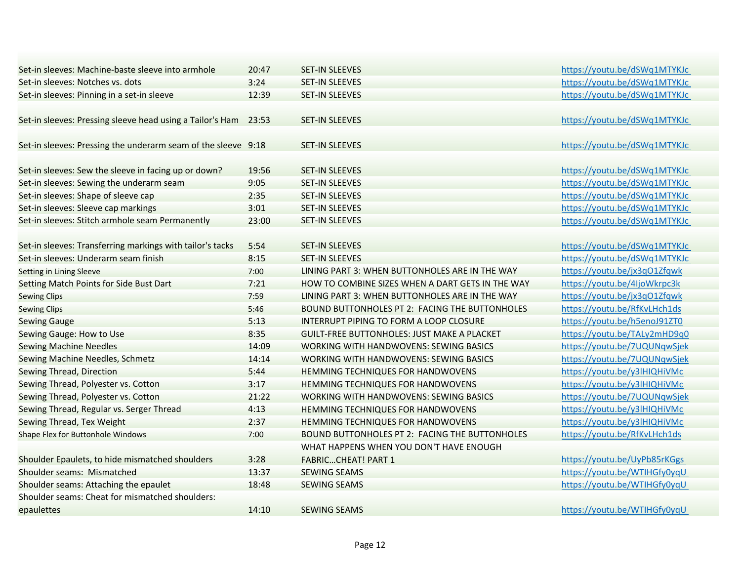| | | | |
|---|---|---|---|
| Set-in sleeves: Machine-baste sleeve into armhole | 20:47 | SET-IN SLEEVES | https://youtu.be/dSWq1MTYKJc |
| Set-in sleeves: Notches vs. dots | 3:24 | SET-IN SLEEVES | https://youtu.be/dSWq1MTYKJc |
| Set-in sleeves: Pinning in a set-in sleeve | 12:39 | SET-IN SLEEVES | https://youtu.be/dSWq1MTYKJc |
| Set-in sleeves: Pressing sleeve head using a Tailor's Ham | 23:53 | SET-IN SLEEVES | https://youtu.be/dSWq1MTYKJc |
| Set-in sleeves: Pressing the underarm seam of the sleeve | 9:18 | SET-IN SLEEVES | https://youtu.be/dSWq1MTYKJc |
| Set-in sleeves: Sew the sleeve in facing up or down? | 19:56 | SET-IN SLEEVES | https://youtu.be/dSWq1MTYKJc |
| Set-in sleeves: Sewing the underarm seam | 9:05 | SET-IN SLEEVES | https://youtu.be/dSWq1MTYKJc |
| Set-in sleeves: Shape of sleeve cap | 2:35 | SET-IN SLEEVES | https://youtu.be/dSWq1MTYKJc |
| Set-in sleeves: Sleeve cap markings | 3:01 | SET-IN SLEEVES | https://youtu.be/dSWq1MTYKJc |
| Set-in sleeves: Stitch armhole seam Permanently | 23:00 | SET-IN SLEEVES | https://youtu.be/dSWq1MTYKJc |
| Set-in sleeves: Transferring markings with tailor's tacks | 5:54 | SET-IN SLEEVES | https://youtu.be/dSWq1MTYKJc |
| Set-in sleeves: Underarm seam finish | 8:15 | SET-IN SLEEVES | https://youtu.be/dSWq1MTYKJc |
| Setting in Lining Sleeve | 7:00 | LINING PART 3: WHEN BUTTONHOLES ARE IN THE WAY | https://youtu.be/jx3qO1Zfqwk |
| Setting Match Points for Side Bust Dart | 7:21 | HOW TO COMBINE SIZES WHEN A DART GETS IN THE WAY | https://youtu.be/4IjoWkrpc3k |
| Sewing Clips | 7:59 | LINING PART 3: WHEN BUTTONHOLES ARE IN THE WAY | https://youtu.be/jx3qO1Zfqwk |
| Sewing Clips | 5:46 | BOUND BUTTONHOLES PT 2: FACING THE BUTTONHOLES | https://youtu.be/RfKvLHch1ds |
| Sewing Gauge | 5:13 | INTERRUPT PIPING TO FORM A LOOP CLOSURE | https://youtu.be/h5enoJ91ZT0 |
| Sewing Gauge: How to Use | 8:35 | GUILT-FREE BUTTONHOLES: JUST MAKE A PLACKET | https://youtu.be/TALy2mHD9q0 |
| Sewing Machine Needles | 14:09 | WORKING WITH HANDWOVENS: SEWING BASICS | https://youtu.be/7UQUNqwSjek |
| Sewing Machine Needles, Schmetz | 14:14 | WORKING WITH HANDWOVENS: SEWING BASICS | https://youtu.be/7UQUNqwSjek |
| Sewing Thread, Direction | 5:44 | HEMMING TECHNIQUES FOR HANDWOVENS | https://youtu.be/y3lHIQHiVMc |
| Sewing Thread, Polyester vs. Cotton | 3:17 | HEMMING TECHNIQUES FOR HANDWOVENS | https://youtu.be/y3lHIQHiVMc |
| Sewing Thread, Polyester vs. Cotton | 21:22 | WORKING WITH HANDWOVENS: SEWING BASICS | https://youtu.be/7UQUNqwSjek |
| Sewing Thread, Regular vs. Serger Thread | 4:13 | HEMMING TECHNIQUES FOR HANDWOVENS | https://youtu.be/y3lHIQHiVMc |
| Sewing Thread, Tex Weight | 2:37 | HEMMING TECHNIQUES FOR HANDWOVENS | https://youtu.be/y3lHIQHiVMc |
| Shape Flex for Buttonhole Windows | 7:00 | BOUND BUTTONHOLES PT 2: FACING THE BUTTONHOLES | https://youtu.be/RfKvLHch1ds |
| Shoulder Epaulets, to hide mismatched shoulders | 3:28 | WHAT HAPPENS WHEN YOU DON'T HAVE ENOUGH FABRIC…CHEAT! PART 1 | https://youtu.be/UyPb85rKGgs |
| Shoulder seams: Mismatched | 13:37 | SEWING SEAMS | https://youtu.be/WTIHGfy0yqU |
| Shoulder seams: Attaching the epaulet | 18:48 | SEWING SEAMS | https://youtu.be/WTIHGfy0yqU |
| Shoulder seams: Cheat for mismatched shoulders: epaulettes | 14:10 | SEWING SEAMS | https://youtu.be/WTIHGfy0yqU |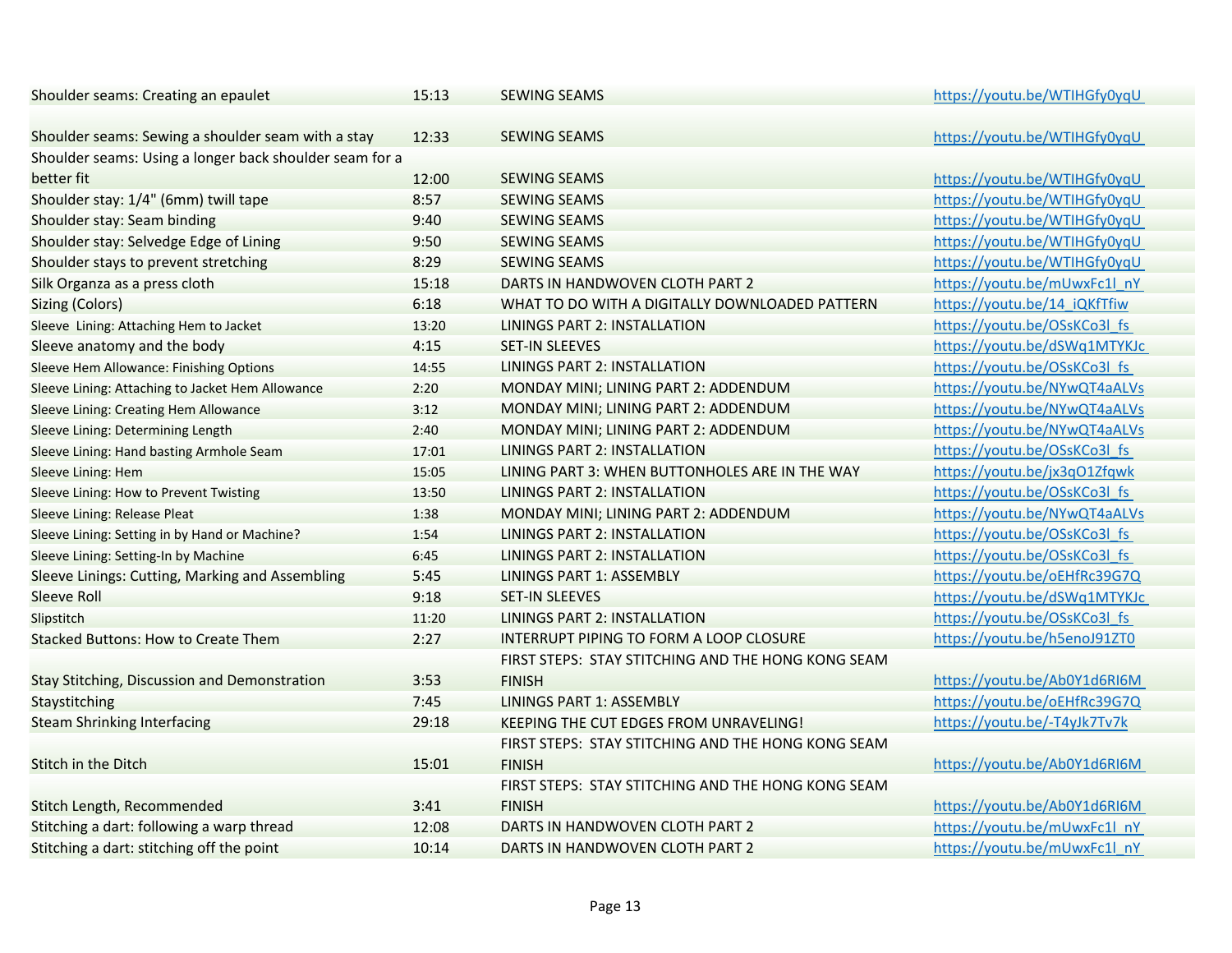| | | | |
|---|---|---|---|
| Shoulder seams: Creating an epaulet | 15:13 | SEWING SEAMS | https://youtu.be/WTIHGfy0yqU |
| Shoulder seams: Sewing a shoulder seam with a stay | 12:33 | SEWING SEAMS | https://youtu.be/WTIHGfy0yqU |
| Shoulder seams: Using a longer back shoulder seam for a better fit | 12:00 | SEWING SEAMS | https://youtu.be/WTIHGfy0yqU |
| Shoulder stay: 1/4" (6mm) twill tape | 8:57 | SEWING SEAMS | https://youtu.be/WTIHGfy0yqU |
| Shoulder stay: Seam binding | 9:40 | SEWING SEAMS | https://youtu.be/WTIHGfy0yqU |
| Shoulder stay: Selvedge Edge of Lining | 9:50 | SEWING SEAMS | https://youtu.be/WTIHGfy0yqU |
| Shoulder stays to prevent stretching | 8:29 | SEWING SEAMS | https://youtu.be/WTIHGfy0yqU |
| Silk Organza as a press cloth | 15:18 | DARTS IN HANDWOVEN CLOTH PART 2 | https://youtu.be/mUwxFc1l_nY |
| Sizing (Colors) | 6:18 | WHAT TO DO WITH A DIGITALLY DOWNLOADED PATTERN | https://youtu.be/14_iQKfTfiw |
| Sleeve Lining: Attaching Hem to Jacket | 13:20 | LININGS PART 2: INSTALLATION | https://youtu.be/OSsKCo3l_fs |
| Sleeve anatomy and the body | 4:15 | SET-IN SLEEVES | https://youtu.be/dSWq1MTYKJc |
| Sleeve Hem Allowance: Finishing Options | 14:55 | LININGS PART 2: INSTALLATION | https://youtu.be/OSsKCo3l_fs |
| Sleeve Lining: Attaching to Jacket Hem Allowance | 2:20 | MONDAY MINI; LINING PART 2: ADDENDUM | https://youtu.be/NYwQT4aALVs |
| Sleeve Lining: Creating Hem Allowance | 3:12 | MONDAY MINI; LINING PART 2: ADDENDUM | https://youtu.be/NYwQT4aALVs |
| Sleeve Lining: Determining Length | 2:40 | MONDAY MINI; LINING PART 2: ADDENDUM | https://youtu.be/NYwQT4aALVs |
| Sleeve Lining: Hand basting Armhole Seam | 17:01 | LININGS PART 2: INSTALLATION | https://youtu.be/OSsKCo3l_fs |
| Sleeve Lining: Hem | 15:05 | LINING PART 3: WHEN BUTTONHOLES ARE IN THE WAY | https://youtu.be/jx3qO1Zfqwk |
| Sleeve Lining: How to Prevent Twisting | 13:50 | LININGS PART 2: INSTALLATION | https://youtu.be/OSsKCo3l_fs |
| Sleeve Lining: Release Pleat | 1:38 | MONDAY MINI; LINING PART 2: ADDENDUM | https://youtu.be/NYwQT4aALVs |
| Sleeve Lining: Setting in by Hand or Machine? | 1:54 | LININGS PART 2: INSTALLATION | https://youtu.be/OSsKCo3l_fs |
| Sleeve Lining: Setting-In by Machine | 6:45 | LININGS PART 2: INSTALLATION | https://youtu.be/OSsKCo3l_fs |
| Sleeve Linings: Cutting, Marking and Assembling | 5:45 | LININGS PART 1: ASSEMBLY | https://youtu.be/oEHfRc39G7Q |
| Sleeve Roll | 9:18 | SET-IN SLEEVES | https://youtu.be/dSWq1MTYKJc |
| Slipstitch | 11:20 | LININGS PART 2: INSTALLATION | https://youtu.be/OSsKCo3l_fs |
| Stacked Buttons: How to Create Them | 2:27 | INTERRUPT PIPING TO FORM A LOOP CLOSURE | https://youtu.be/h5enoJ91ZT0 |
| Stay Stitching, Discussion and Demonstration | 3:53 | FIRST STEPS: STAY STITCHING AND THE HONG KONG SEAM FINISH | https://youtu.be/Ab0Y1d6RI6M |
| Staystitching | 7:45 | LININGS PART 1: ASSEMBLY | https://youtu.be/oEHfRc39G7Q |
| Steam Shrinking Interfacing | 29:18 | KEEPING THE CUT EDGES FROM UNRAVELING! | https://youtu.be/-T4yJk7Tv7k |
| Stitch in the Ditch | 15:01 | FIRST STEPS: STAY STITCHING AND THE HONG KONG SEAM FINISH | https://youtu.be/Ab0Y1d6RI6M |
| Stitch Length, Recommended | 3:41 | FIRST STEPS: STAY STITCHING AND THE HONG KONG SEAM FINISH | https://youtu.be/Ab0Y1d6RI6M |
| Stitching a dart: following a warp thread | 12:08 | DARTS IN HANDWOVEN CLOTH PART 2 | https://youtu.be/mUwxFc1l_nY |
| Stitching a dart: stitching off the point | 10:14 | DARTS IN HANDWOVEN CLOTH PART 2 | https://youtu.be/mUwxFc1l_nY |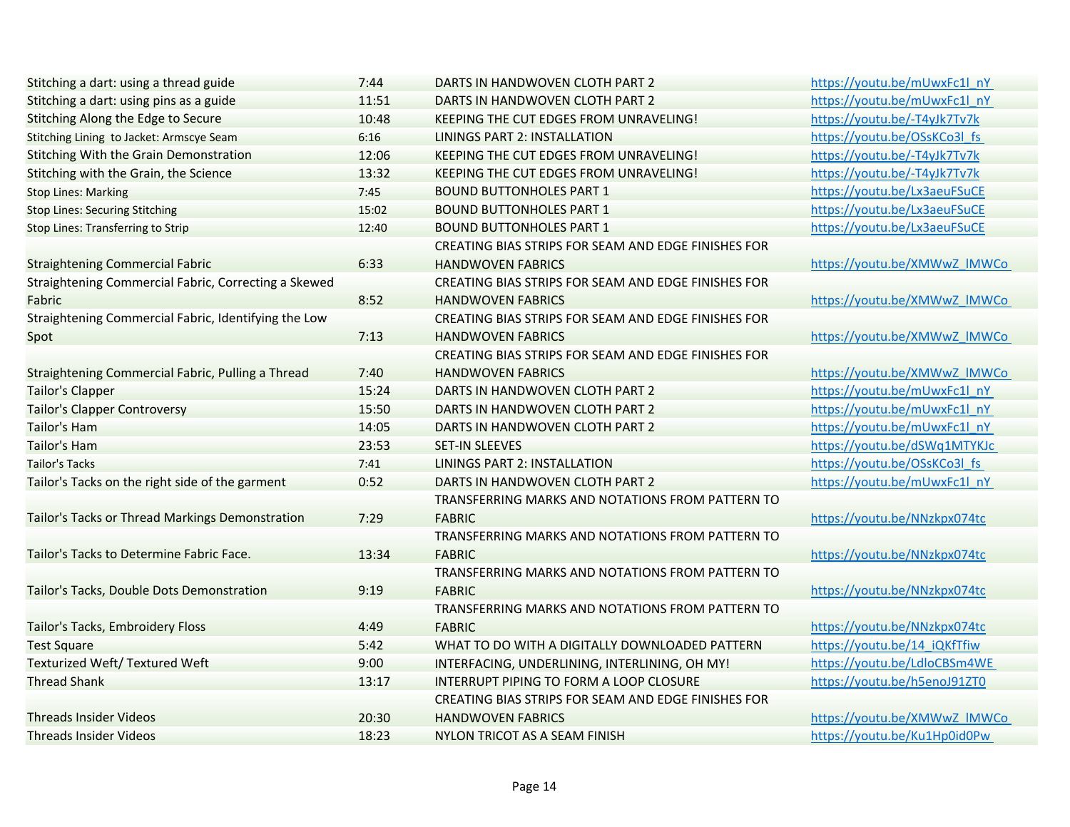| | | | |
|---|---|---|---|
| Stitching a dart: using a thread guide | 7:44 | DARTS IN HANDWOVEN CLOTH PART 2 | https://youtu.be/mUwxFc1l_nY |
| Stitching a dart: using pins as a guide | 11:51 | DARTS IN HANDWOVEN CLOTH PART 2 | https://youtu.be/mUwxFc1l_nY |
| Stitching Along the Edge to Secure | 10:48 | KEEPING THE CUT EDGES FROM UNRAVELING! | https://youtu.be/-T4yJk7Tv7k |
| Stitching Lining to Jacket: Armscye Seam | 6:16 | LININGS PART 2: INSTALLATION | https://youtu.be/OSsKCo3l_fs |
| Stitching With the Grain Demonstration | 12:06 | KEEPING THE CUT EDGES FROM UNRAVELING! | https://youtu.be/-T4yJk7Tv7k |
| Stitching with the Grain, the Science | 13:32 | KEEPING THE CUT EDGES FROM UNRAVELING! | https://youtu.be/-T4yJk7Tv7k |
| Stop Lines: Marking | 7:45 | BOUND BUTTONHOLES PART 1 | https://youtu.be/Lx3aeuFSuCE |
| Stop Lines: Securing Stitching | 15:02 | BOUND BUTTONHOLES PART 1 | https://youtu.be/Lx3aeuFSuCE |
| Stop Lines: Transferring to Strip | 12:40 | BOUND BUTTONHOLES PART 1 | https://youtu.be/Lx3aeuFSuCE |
| Straightening Commercial Fabric | 6:33 | CREATING BIAS STRIPS FOR SEAM AND EDGE FINISHES FOR HANDWOVEN FABRICS | https://youtu.be/XMWwZ_lMWCo |
| Straightening Commercial Fabric, Correcting a Skewed Fabric | 8:52 | CREATING BIAS STRIPS FOR SEAM AND EDGE FINISHES FOR HANDWOVEN FABRICS | https://youtu.be/XMWwZ_lMWCo |
| Straightening Commercial Fabric, Identifying the Low Spot | 7:13 | CREATING BIAS STRIPS FOR SEAM AND EDGE FINISHES FOR HANDWOVEN FABRICS | https://youtu.be/XMWwZ_lMWCo |
| Straightening Commercial Fabric, Pulling a Thread | 7:40 | CREATING BIAS STRIPS FOR SEAM AND EDGE FINISHES FOR HANDWOVEN FABRICS | https://youtu.be/XMWwZ_lMWCo |
| Tailor's Clapper | 15:24 | DARTS IN HANDWOVEN CLOTH PART 2 | https://youtu.be/mUwxFc1l_nY |
| Tailor's Clapper Controversy | 15:50 | DARTS IN HANDWOVEN CLOTH PART 2 | https://youtu.be/mUwxFc1l_nY |
| Tailor's Ham | 14:05 | DARTS IN HANDWOVEN CLOTH PART 2 | https://youtu.be/mUwxFc1l_nY |
| Tailor's Ham | 23:53 | SET-IN SLEEVES | https://youtu.be/dSWq1MTYKJc |
| Tailor's Tacks | 7:41 | LININGS PART 2: INSTALLATION | https://youtu.be/OSsKCo3l_fs |
| Tailor's Tacks on the right side of the garment | 0:52 | DARTS IN HANDWOVEN CLOTH PART 2 | https://youtu.be/mUwxFc1l_nY |
| Tailor's Tacks or Thread Markings Demonstration | 7:29 | TRANSFERRING MARKS AND NOTATIONS FROM PATTERN TO FABRIC | https://youtu.be/NNzkpx074tc |
| Tailor's Tacks to Determine Fabric Face. | 13:34 | TRANSFERRING MARKS AND NOTATIONS FROM PATTERN TO FABRIC | https://youtu.be/NNzkpx074tc |
| Tailor's Tacks, Double Dots Demonstration | 9:19 | TRANSFERRING MARKS AND NOTATIONS FROM PATTERN TO FABRIC | https://youtu.be/NNzkpx074tc |
| Tailor's Tacks, Embroidery Floss | 4:49 | TRANSFERRING MARKS AND NOTATIONS FROM PATTERN TO FABRIC | https://youtu.be/NNzkpx074tc |
| Test Square | 5:42 | WHAT TO DO WITH A DIGITALLY DOWNLOADED PATTERN | https://youtu.be/14_iQKfTfiw |
| Texturized Weft/ Textured Weft | 9:00 | INTERFACING, UNDERLINING, INTERLINING, OH MY! | https://youtu.be/LdloCBSm4WE |
| Thread Shank | 13:17 | INTERRUPT PIPING TO FORM A LOOP CLOSURE | https://youtu.be/h5enoJ91ZT0 |
| Threads Insider Videos | 20:30 | CREATING BIAS STRIPS FOR SEAM AND EDGE FINISHES FOR HANDWOVEN FABRICS | https://youtu.be/XMWwZ_lMWCo |
| Threads Insider Videos | 18:23 | NYLON TRICOT AS A SEAM FINISH | https://youtu.be/Ku1Hp0id0Pw |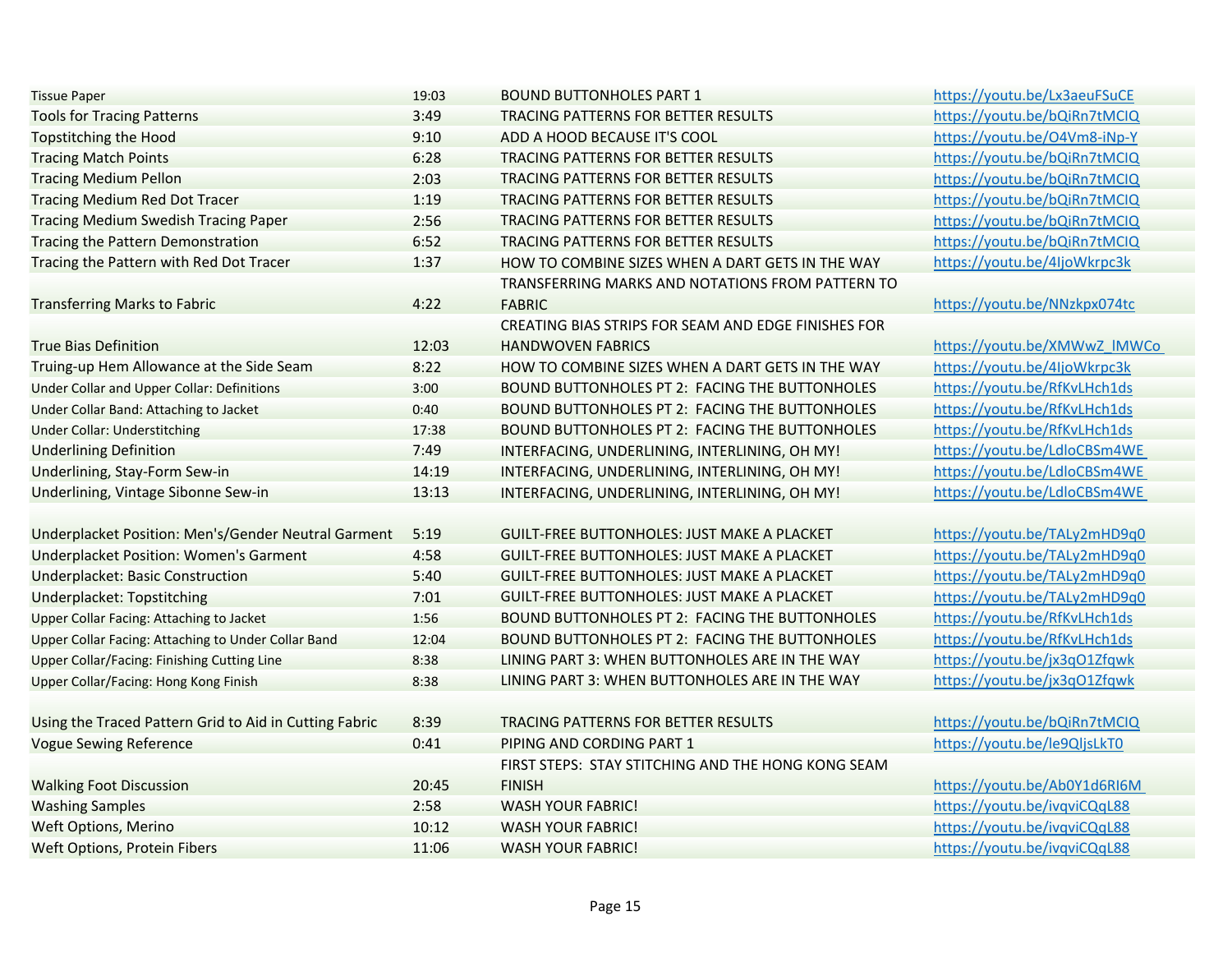| Tissue Paper | 19:03 | BOUND BUTTONHOLES PART 1 | https://youtu.be/Lx3aeuFSuCE |
|---|---|---|---|
| Tools for Tracing Patterns | 3:49 | TRACING PATTERNS FOR BETTER RESULTS | https://youtu.be/bQiRn7tMCIQ |
| Topstitching the Hood | 9:10 | ADD A HOOD BECAUSE IT'S COOL | https://youtu.be/O4Vm8-iNp-Y |
| Tracing Match Points | 6:28 | TRACING PATTERNS FOR BETTER RESULTS | https://youtu.be/bQiRn7tMCIQ |
| Tracing Medium Pellon | 2:03 | TRACING PATTERNS FOR BETTER RESULTS | https://youtu.be/bQiRn7tMCIQ |
| Tracing Medium Red Dot Tracer | 1:19 | TRACING PATTERNS FOR BETTER RESULTS | https://youtu.be/bQiRn7tMCIQ |
| Tracing Medium Swedish Tracing Paper | 2:56 | TRACING PATTERNS FOR BETTER RESULTS | https://youtu.be/bQiRn7tMCIQ |
| Tracing the Pattern Demonstration | 6:52 | TRACING PATTERNS FOR BETTER RESULTS | https://youtu.be/bQiRn7tMCIQ |
| Tracing the Pattern with Red Dot Tracer | 1:37 | HOW TO COMBINE SIZES WHEN A DART GETS IN THE WAY | https://youtu.be/4IjoWkrpc3k |
| Transferring Marks to Fabric | 4:22 | TRANSFERRING MARKS AND NOTATIONS FROM PATTERN TO FABRIC | https://youtu.be/NNzkpx074tc |
| True Bias Definition | 12:03 | CREATING BIAS STRIPS FOR SEAM AND EDGE FINISHES FOR HANDWOVEN FABRICS | https://youtu.be/XMWwZ_lMWCo |
| Truing-up Hem Allowance at the Side Seam | 8:22 | HOW TO COMBINE SIZES WHEN A DART GETS IN THE WAY | https://youtu.be/4IjoWkrpc3k |
| Under Collar and Upper Collar: Definitions | 3:00 | BOUND BUTTONHOLES PT 2: FACING THE BUTTONHOLES | https://youtu.be/RfKvLHch1ds |
| Under Collar Band: Attaching to Jacket | 0:40 | BOUND BUTTONHOLES PT 2: FACING THE BUTTONHOLES | https://youtu.be/RfKvLHch1ds |
| Under Collar: Understitching | 17:38 | BOUND BUTTONHOLES PT 2: FACING THE BUTTONHOLES | https://youtu.be/RfKvLHch1ds |
| Underlining Definition | 7:49 | INTERFACING, UNDERLINING, INTERLINING, OH MY! | https://youtu.be/LdloCBSm4WE |
| Underlining, Stay-Form Sew-in | 14:19 | INTERFACING, UNDERLINING, INTERLINING, OH MY! | https://youtu.be/LdloCBSm4WE |
| Underlining, Vintage Sibonne Sew-in | 13:13 | INTERFACING, UNDERLINING, INTERLINING, OH MY! | https://youtu.be/LdloCBSm4WE |
| Underplacket Position: Men's/Gender Neutral Garment | 5:19 | GUILT-FREE BUTTONHOLES: JUST MAKE A PLACKET | https://youtu.be/TALy2mHD9q0 |
| Underplacket Position: Women's Garment | 4:58 | GUILT-FREE BUTTONHOLES: JUST MAKE A PLACKET | https://youtu.be/TALy2mHD9q0 |
| Underplacket: Basic Construction | 5:40 | GUILT-FREE BUTTONHOLES: JUST MAKE A PLACKET | https://youtu.be/TALy2mHD9q0 |
| Underplacket: Topstitching | 7:01 | GUILT-FREE BUTTONHOLES: JUST MAKE A PLACKET | https://youtu.be/TALy2mHD9q0 |
| Upper Collar Facing: Attaching to Jacket | 1:56 | BOUND BUTTONHOLES PT 2: FACING THE BUTTONHOLES | https://youtu.be/RfKvLHch1ds |
| Upper Collar Facing: Attaching to Under Collar Band | 12:04 | BOUND BUTTONHOLES PT 2: FACING THE BUTTONHOLES | https://youtu.be/RfKvLHch1ds |
| Upper Collar/Facing: Finishing Cutting Line | 8:38 | LINING PART 3: WHEN BUTTONHOLES ARE IN THE WAY | https://youtu.be/jx3qO1Zfqwk |
| Upper Collar/Facing: Hong Kong Finish | 8:38 | LINING PART 3: WHEN BUTTONHOLES ARE IN THE WAY | https://youtu.be/jx3qO1Zfqwk |
| Using the Traced Pattern Grid to Aid in Cutting Fabric | 8:39 | TRACING PATTERNS FOR BETTER RESULTS | https://youtu.be/bQiRn7tMCIQ |
| Vogue Sewing Reference | 0:41 | PIPING AND CORDING PART 1 | https://youtu.be/le9QljsLkT0 |
| Walking Foot Discussion | 20:45 | FIRST STEPS: STAY STITCHING AND THE HONG KONG SEAM FINISH | https://youtu.be/Ab0Y1d6RI6M |
| Washing Samples | 2:58 | WASH YOUR FABRIC! | https://youtu.be/ivqviCQqL88 |
| Weft Options, Merino | 10:12 | WASH YOUR FABRIC! | https://youtu.be/ivqviCQqL88 |
| Weft Options, Protein Fibers | 11:06 | WASH YOUR FABRIC! | https://youtu.be/ivqviCQqL88 |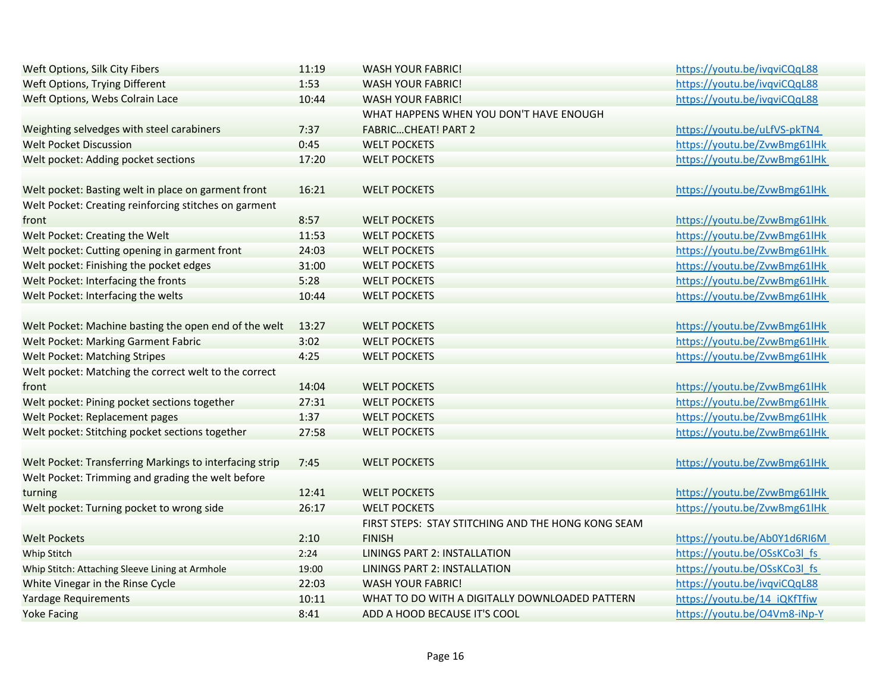| | | | |
|---|---|---|---|
| Weft Options, Silk City Fibers | 11:19 | WASH YOUR FABRIC! | https://youtu.be/ivqviCQqL88 |
| Weft Options, Trying Different | 1:53 | WASH YOUR FABRIC! | https://youtu.be/ivqviCQqL88 |
| Weft Options, Webs Colrain Lace | 10:44 | WASH YOUR FABRIC! | https://youtu.be/ivqviCQqL88 |
| Weighting selvedges with steel carabiners | 7:37 | WHAT HAPPENS WHEN YOU DON'T HAVE ENOUGH FABRIC…CHEAT! PART 2 | https://youtu.be/uLfVS-pkTN4 |
| Welt Pocket Discussion | 0:45 | WELT POCKETS | https://youtu.be/ZvwBmg61lHk |
| Welt pocket: Adding pocket sections | 17:20 | WELT POCKETS | https://youtu.be/ZvwBmg61lHk |
| Welt pocket: Basting welt in place on garment front | 16:21 | WELT POCKETS | https://youtu.be/ZvwBmg61lHk |
| Welt Pocket: Creating reinforcing stitches on garment front | 8:57 | WELT POCKETS | https://youtu.be/ZvwBmg61lHk |
| Welt Pocket: Creating the Welt | 11:53 | WELT POCKETS | https://youtu.be/ZvwBmg61lHk |
| Welt pocket: Cutting opening in garment front | 24:03 | WELT POCKETS | https://youtu.be/ZvwBmg61lHk |
| Welt pocket: Finishing the pocket edges | 31:00 | WELT POCKETS | https://youtu.be/ZvwBmg61lHk |
| Welt Pocket: Interfacing the fronts | 5:28 | WELT POCKETS | https://youtu.be/ZvwBmg61lHk |
| Welt Pocket: Interfacing the welts | 10:44 | WELT POCKETS | https://youtu.be/ZvwBmg61lHk |
| Welt Pocket: Machine basting the open end of the welt | 13:27 | WELT POCKETS | https://youtu.be/ZvwBmg61lHk |
| Welt Pocket: Marking Garment Fabric | 3:02 | WELT POCKETS | https://youtu.be/ZvwBmg61lHk |
| Welt Pocket: Matching Stripes | 4:25 | WELT POCKETS | https://youtu.be/ZvwBmg61lHk |
| Welt pocket: Matching the correct welt to the correct front | 14:04 | WELT POCKETS | https://youtu.be/ZvwBmg61lHk |
| Welt pocket: Pining pocket sections together | 27:31 | WELT POCKETS | https://youtu.be/ZvwBmg61lHk |
| Welt Pocket: Replacement pages | 1:37 | WELT POCKETS | https://youtu.be/ZvwBmg61lHk |
| Welt pocket: Stitching pocket sections together | 27:58 | WELT POCKETS | https://youtu.be/ZvwBmg61lHk |
| Welt Pocket: Transferring Markings to interfacing strip | 7:45 | WELT POCKETS | https://youtu.be/ZvwBmg61lHk |
| Welt Pocket: Trimming and grading the welt before turning | 12:41 | WELT POCKETS | https://youtu.be/ZvwBmg61lHk |
| Welt pocket: Turning pocket to wrong side | 26:17 | WELT POCKETS | https://youtu.be/ZvwBmg61lHk |
| Welt Pockets | 2:10 | FIRST STEPS: STAY STITCHING AND THE HONG KONG SEAM FINISH | https://youtu.be/Ab0Y1d6RI6M |
| Whip Stitch | 2:24 | LININGS PART 2: INSTALLATION | https://youtu.be/OSsKCo3l_fs |
| Whip Stitch: Attaching Sleeve Lining at Armhole | 19:00 | LININGS PART 2: INSTALLATION | https://youtu.be/OSsKCo3l_fs |
| White Vinegar in the Rinse Cycle | 22:03 | WASH YOUR FABRIC! | https://youtu.be/ivqviCQqL88 |
| Yardage Requirements | 10:11 | WHAT TO DO WITH A DIGITALLY DOWNLOADED PATTERN | https://youtu.be/14_iQKfTfiw |
| Yoke Facing | 8:41 | ADD A HOOD BECAUSE IT'S COOL | https://youtu.be/O4Vm8-iNp-Y |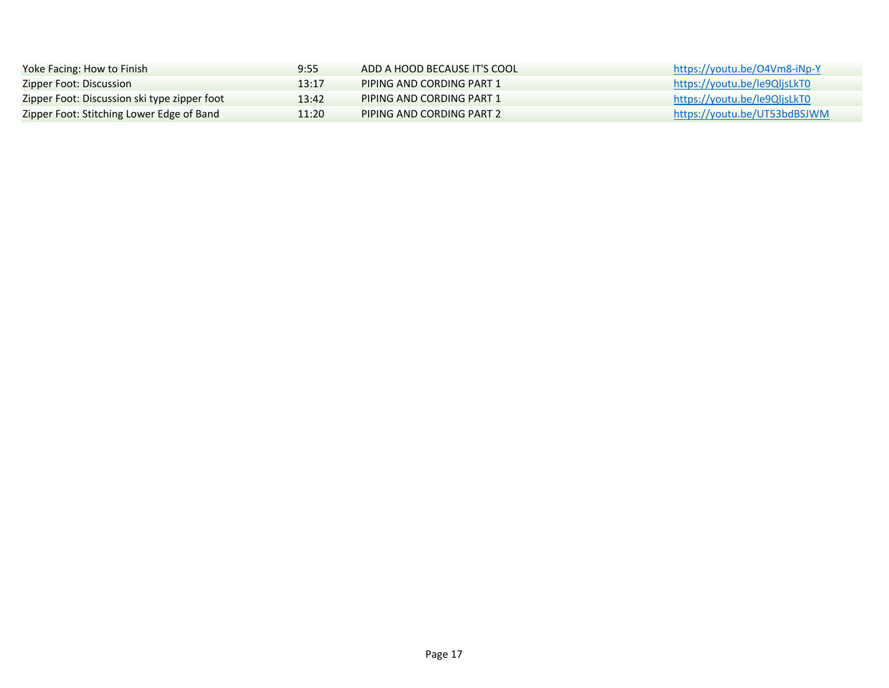| | | | |
|---|---|---|---|
| Yoke Facing: How to Finish | 9:55 | ADD A HOOD BECAUSE IT'S COOL | https://youtu.be/O4Vm8-iNp-Y |
| Zipper Foot: Discussion | 13:17 | PIPING AND CORDING PART 1 | https://youtu.be/le9QljsLkT0 |
| Zipper Foot: Discussion ski type zipper foot | 13:42 | PIPING AND CORDING PART 1 | https://youtu.be/le9QljsLkT0 |
| Zipper Foot: Stitching Lower Edge of Band | 11:20 | PIPING AND CORDING PART 2 | https://youtu.be/UT53bdBSJWM |